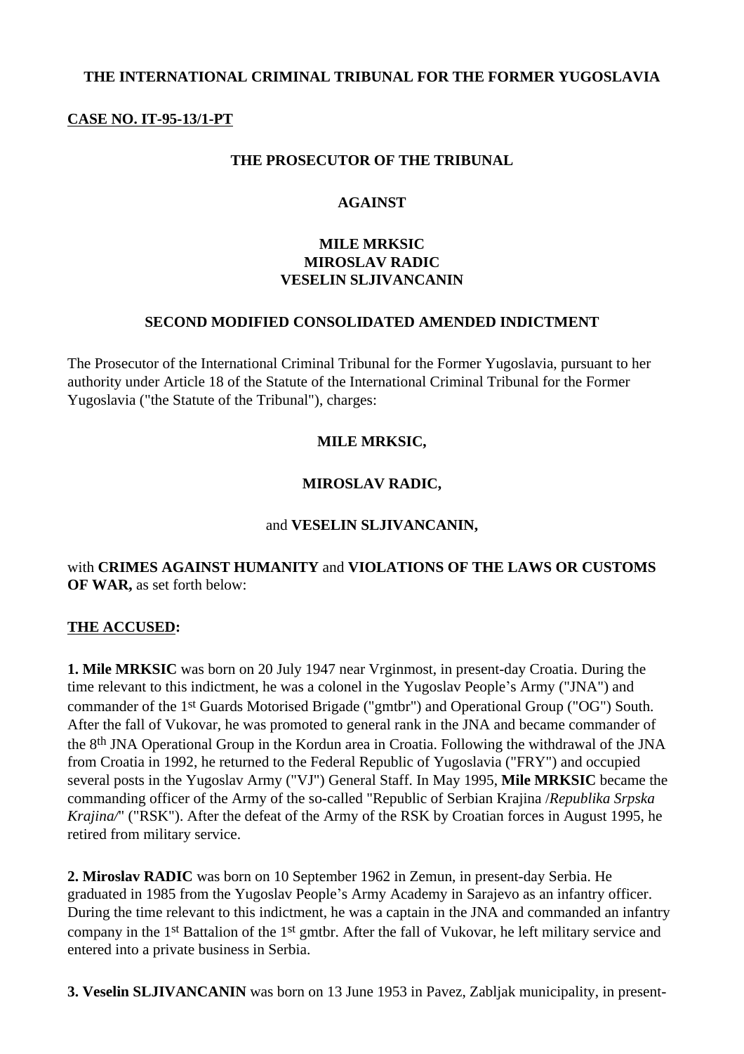**THE INTERNATIONAL CRIMINAL TRIBUNAL FOR THE FORMER YUGOSLAVIA**

**CASE NO. IT-95-13/1-PT**

**THE PROSECUTOR OF THE TRIBUNAL**

**AGAINST**

**MILE MRKSIC**
**MIROSLAV RADIC**
**VESELIN SLJIVANCANIN**

**SECOND MODIFIED CONSOLIDATED AMENDED INDICTMENT**

The Prosecutor of the International Criminal Tribunal for the Former Yugoslavia, pursuant to her authority under Article 18 of the Statute of the International Criminal Tribunal for the Former Yugoslavia ("the Statute of the Tribunal"), charges:

**MILE MRKSIC,**

**MIROSLAV RADIC,**

and **VESELIN SLJIVANCANIN,**

with **CRIMES AGAINST HUMANITY** and **VIOLATIONS OF THE LAWS OR CUSTOMS OF WAR,** as set forth below:

**THE ACCUSED:**

**1. Mile MRKSIC** was born on 20 July 1947 near Vrginmost, in present-day Croatia. During the time relevant to this indictment, he was a colonel in the Yugoslav People's Army ("JNA") and commander of the 1st Guards Motorised Brigade ("gmtbr") and Operational Group ("OG") South. After the fall of Vukovar, he was promoted to general rank in the JNA and became commander of the 8th JNA Operational Group in the Kordun area in Croatia. Following the withdrawal of the JNA from Croatia in 1992, he returned to the Federal Republic of Yugoslavia ("FRY") and occupied several posts in the Yugoslav Army ("VJ") General Staff. In May 1995, **Mile MRKSIC** became the commanding officer of the Army of the so-called "Republic of Serbian Krajina /*Republika Srpska Krajina/*" ("RSK"). After the defeat of the Army of the RSK by Croatian forces in August 1995, he retired from military service.

**2. Miroslav RADIC** was born on 10 September 1962 in Zemun, in present-day Serbia. He graduated in 1985 from the Yugoslav People's Army Academy in Sarajevo as an infantry officer. During the time relevant to this indictment, he was a captain in the JNA and commanded an infantry company in the 1st Battalion of the 1st gmtbr. After the fall of Vukovar, he left military service and entered into a private business in Serbia.

**3. Veselin SLJIVANCANIN** was born on 13 June 1953 in Pavez, Zabljak municipality, in present-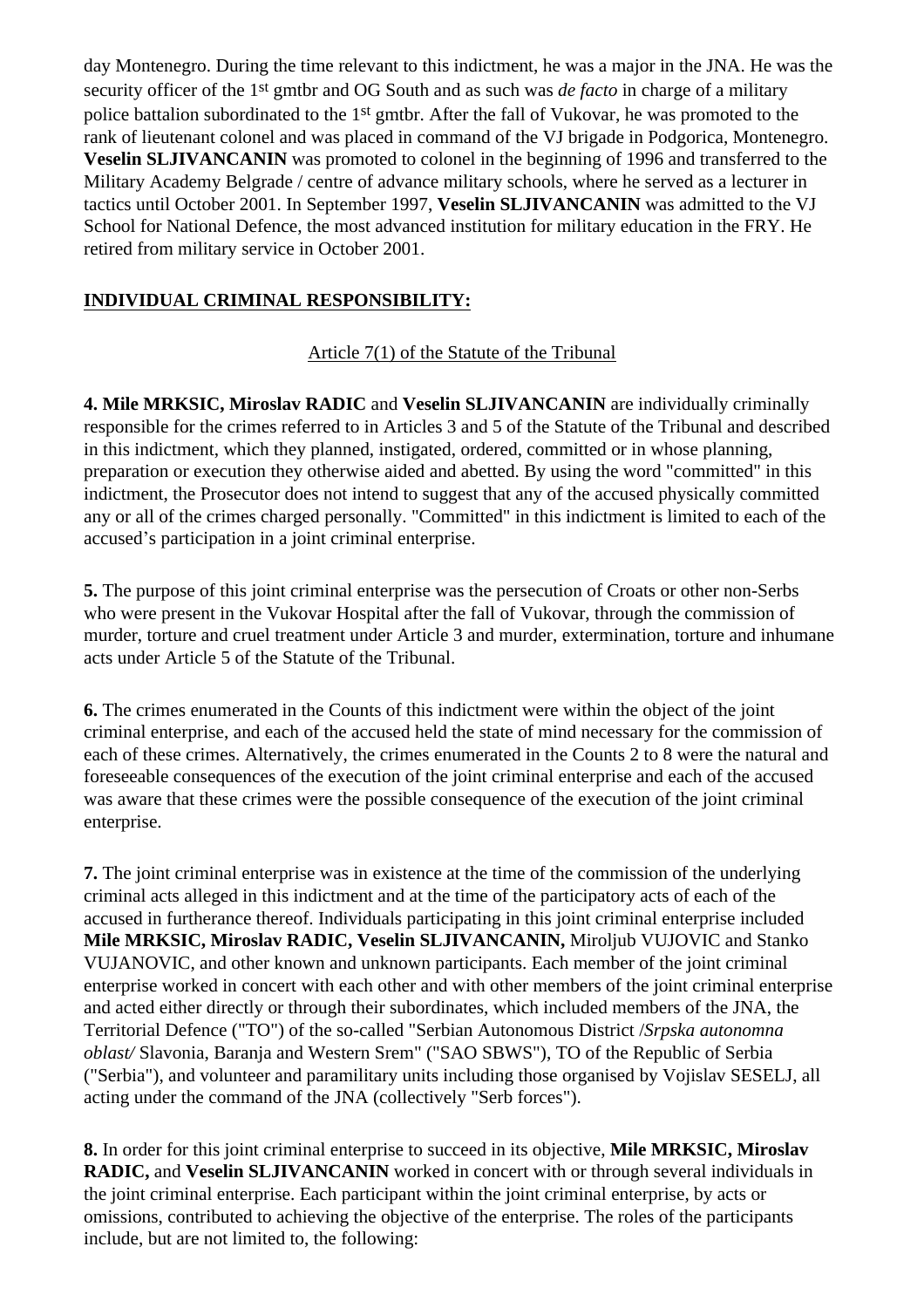day Montenegro. During the time relevant to this indictment, he was a major in the JNA. He was the security officer of the 1st gmtbr and OG South and as such was *de facto* in charge of a military police battalion subordinated to the 1st gmtbr. After the fall of Vukovar, he was promoted to the rank of lieutenant colonel and was placed in command of the VJ brigade in Podgorica, Montenegro. **Veselin SLJIVANCANIN** was promoted to colonel in the beginning of 1996 and transferred to the Military Academy Belgrade / centre of advance military schools, where he served as a lecturer in tactics until October 2001. In September 1997, **Veselin SLJIVANCANIN** was admitted to the VJ School for National Defence, the most advanced institution for military education in the FRY. He retired from military service in October 2001.

## INDIVIDUAL CRIMINAL RESPONSIBILITY:

### Article 7(1) of the Statute of the Tribunal

**4. Mile MRKSIC, Miroslav RADIC** and **Veselin SLJIVANCANIN** are individually criminally responsible for the crimes referred to in Articles 3 and 5 of the Statute of the Tribunal and described in this indictment, which they planned, instigated, ordered, committed or in whose planning, preparation or execution they otherwise aided and abetted. By using the word "committed" in this indictment, the Prosecutor does not intend to suggest that any of the accused physically committed any or all of the crimes charged personally. "Committed" in this indictment is limited to each of the accused's participation in a joint criminal enterprise.

**5.** The purpose of this joint criminal enterprise was the persecution of Croats or other non-Serbs who were present in the Vukovar Hospital after the fall of Vukovar, through the commission of murder, torture and cruel treatment under Article 3 and murder, extermination, torture and inhumane acts under Article 5 of the Statute of the Tribunal.

**6.** The crimes enumerated in the Counts of this indictment were within the object of the joint criminal enterprise, and each of the accused held the state of mind necessary for the commission of each of these crimes. Alternatively, the crimes enumerated in the Counts 2 to 8 were the natural and foreseeable consequences of the execution of the joint criminal enterprise and each of the accused was aware that these crimes were the possible consequence of the execution of the joint criminal enterprise.

**7.** The joint criminal enterprise was in existence at the time of the commission of the underlying criminal acts alleged in this indictment and at the time of the participatory acts of each of the accused in furtherance thereof. Individuals participating in this joint criminal enterprise included **Mile MRKSIC, Miroslav RADIC, Veselin SLJIVANCANIN,** Miroljub VUJOVIC and Stanko VUJANOVIC, and other known and unknown participants. Each member of the joint criminal enterprise worked in concert with each other and with other members of the joint criminal enterprise and acted either directly or through their subordinates, which included members of the JNA, the Territorial Defence ("TO") of the so-called "Serbian Autonomous District /*Srpska autonomna oblast/* Slavonia, Baranja and Western Srem" ("SAO SBWS"), TO of the Republic of Serbia ("Serbia"), and volunteer and paramilitary units including those organised by Vojislav SESELJ, all acting under the command of the JNA (collectively "Serb forces").

**8.** In order for this joint criminal enterprise to succeed in its objective, **Mile MRKSIC, Miroslav RADIC,** and **Veselin SLJIVANCANIN** worked in concert with or through several individuals in the joint criminal enterprise. Each participant within the joint criminal enterprise, by acts or omissions, contributed to achieving the objective of the enterprise. The roles of the participants include, but are not limited to, the following: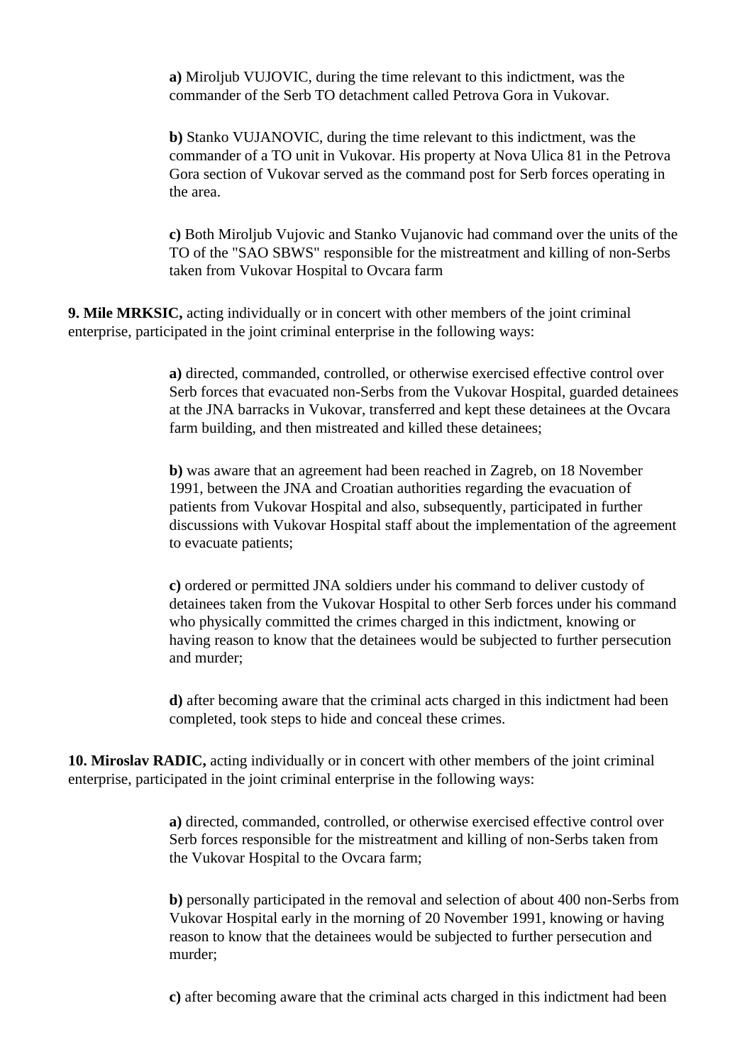**a)** Miroljub VUJOVIC, during the time relevant to this indictment, was the commander of the Serb TO detachment called Petrova Gora in Vukovar.

**b)** Stanko VUJANOVIC, during the time relevant to this indictment, was the commander of a TO unit in Vukovar. His property at Nova Ulica 81 in the Petrova Gora section of Vukovar served as the command post for Serb forces operating in the area.

**c)** Both Miroljub Vujovic and Stanko Vujanovic had command over the units of the TO of the "SAO SBWS" responsible for the mistreatment and killing of non-Serbs taken from Vukovar Hospital to Ovcara farm

**9. Mile MRKSIC,** acting individually or in concert with other members of the joint criminal enterprise, participated in the joint criminal enterprise in the following ways:

**a)** directed, commanded, controlled, or otherwise exercised effective control over Serb forces that evacuated non-Serbs from the Vukovar Hospital, guarded detainees at the JNA barracks in Vukovar, transferred and kept these detainees at the Ovcara farm building, and then mistreated and killed these detainees;

**b)** was aware that an agreement had been reached in Zagreb, on 18 November 1991, between the JNA and Croatian authorities regarding the evacuation of patients from Vukovar Hospital and also, subsequently, participated in further discussions with Vukovar Hospital staff about the implementation of the agreement to evacuate patients;

**c)** ordered or permitted JNA soldiers under his command to deliver custody of detainees taken from the Vukovar Hospital to other Serb forces under his command who physically committed the crimes charged in this indictment, knowing or having reason to know that the detainees would be subjected to further persecution and murder;

**d)** after becoming aware that the criminal acts charged in this indictment had been completed, took steps to hide and conceal these crimes.

**10. Miroslav RADIC,** acting individually or in concert with other members of the joint criminal enterprise, participated in the joint criminal enterprise in the following ways:

**a)** directed, commanded, controlled, or otherwise exercised effective control over Serb forces responsible for the mistreatment and killing of non-Serbs taken from the Vukovar Hospital to the Ovcara farm;

**b)** personally participated in the removal and selection of about 400 non-Serbs from Vukovar Hospital early in the morning of 20 November 1991, knowing or having reason to know that the detainees would be subjected to further persecution and murder;

**c)** after becoming aware that the criminal acts charged in this indictment had been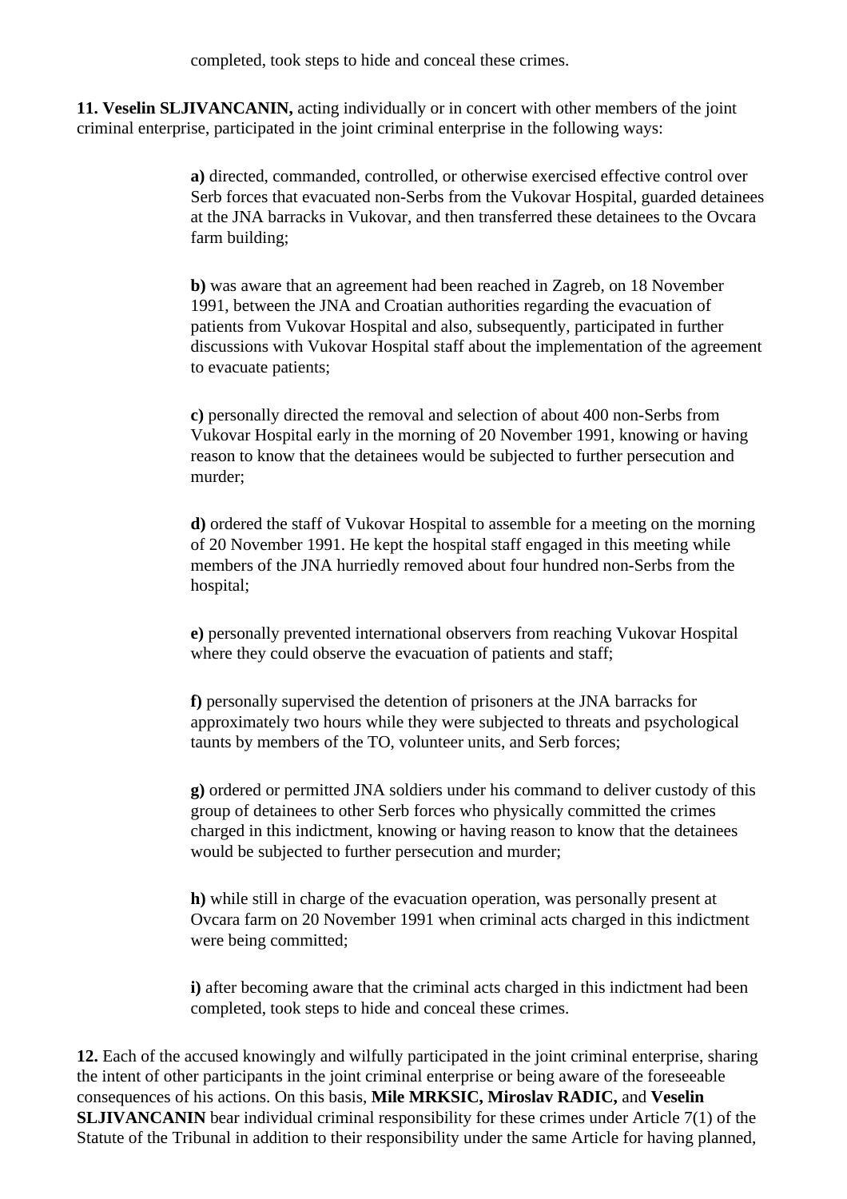completed, took steps to hide and conceal these crimes.

**11. Veselin SLJIVANCANIN,** acting individually or in concert with other members of the joint criminal enterprise, participated in the joint criminal enterprise in the following ways:

**a)** directed, commanded, controlled, or otherwise exercised effective control over Serb forces that evacuated non-Serbs from the Vukovar Hospital, guarded detainees at the JNA barracks in Vukovar, and then transferred these detainees to the Ovcara farm building;

**b)** was aware that an agreement had been reached in Zagreb, on 18 November 1991, between the JNA and Croatian authorities regarding the evacuation of patients from Vukovar Hospital and also, subsequently, participated in further discussions with Vukovar Hospital staff about the implementation of the agreement to evacuate patients;

**c)** personally directed the removal and selection of about 400 non-Serbs from Vukovar Hospital early in the morning of 20 November 1991, knowing or having reason to know that the detainees would be subjected to further persecution and murder;

**d)** ordered the staff of Vukovar Hospital to assemble for a meeting on the morning of 20 November 1991. He kept the hospital staff engaged in this meeting while members of the JNA hurriedly removed about four hundred non-Serbs from the hospital;

**e)** personally prevented international observers from reaching Vukovar Hospital where they could observe the evacuation of patients and staff;

**f)** personally supervised the detention of prisoners at the JNA barracks for approximately two hours while they were subjected to threats and psychological taunts by members of the TO, volunteer units, and Serb forces;

**g)** ordered or permitted JNA soldiers under his command to deliver custody of this group of detainees to other Serb forces who physically committed the crimes charged in this indictment, knowing or having reason to know that the detainees would be subjected to further persecution and murder;

**h)** while still in charge of the evacuation operation, was personally present at Ovcara farm on 20 November 1991 when criminal acts charged in this indictment were being committed;

**i)** after becoming aware that the criminal acts charged in this indictment had been completed, took steps to hide and conceal these crimes.

**12.** Each of the accused knowingly and wilfully participated in the joint criminal enterprise, sharing the intent of other participants in the joint criminal enterprise or being aware of the foreseeable consequences of his actions. On this basis, **Mile MRKSIC, Miroslav RADIC,** and **Veselin SLJIVANCANIN** bear individual criminal responsibility for these crimes under Article 7(1) of the Statute of the Tribunal in addition to their responsibility under the same Article for having planned,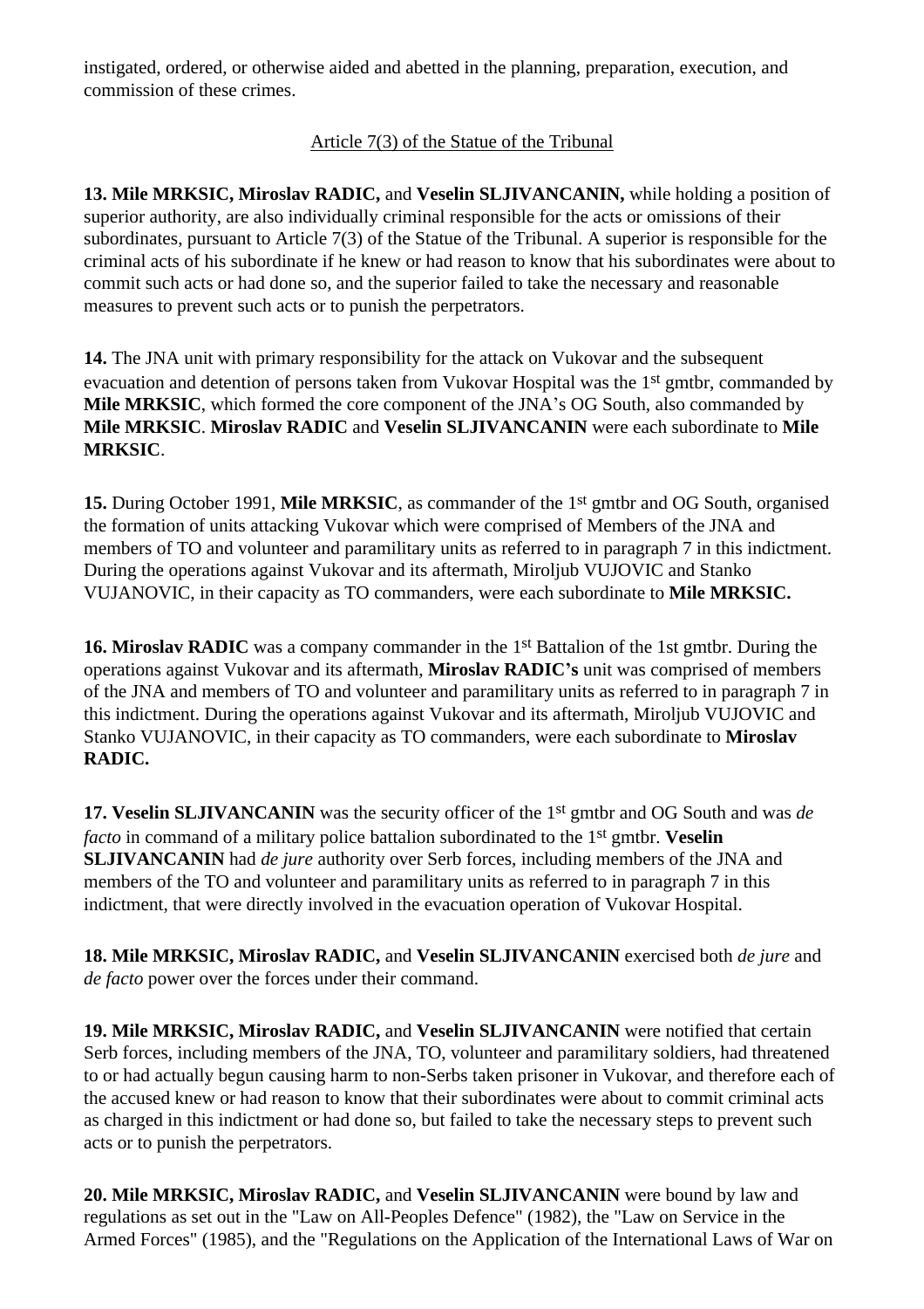instigated, ordered, or otherwise aided and abetted in the planning, preparation, execution, and commission of these crimes.

Article 7(3) of the Statue of the Tribunal

**13. Mile MRKSIC, Miroslav RADIC,** and **Veselin SLJIVANCANIN,** while holding a position of superior authority, are also individually criminal responsible for the acts or omissions of their subordinates, pursuant to Article 7(3) of the Statue of the Tribunal. A superior is responsible for the criminal acts of his subordinate if he knew or had reason to know that his subordinates were about to commit such acts or had done so, and the superior failed to take the necessary and reasonable measures to prevent such acts or to punish the perpetrators.

**14.** The JNA unit with primary responsibility for the attack on Vukovar and the subsequent evacuation and detention of persons taken from Vukovar Hospital was the 1st gmtbr, commanded by **Mile MRKSIC**, which formed the core component of the JNA's OG South, also commanded by **Mile MRKSIC**. **Miroslav RADIC** and **Veselin SLJIVANCANIN** were each subordinate to **Mile MRKSIC**.

**15.** During October 1991, **Mile MRKSIC**, as commander of the 1st gmtbr and OG South, organised the formation of units attacking Vukovar which were comprised of Members of the JNA and members of TO and volunteer and paramilitary units as referred to in paragraph 7 in this indictment. During the operations against Vukovar and its aftermath, Miroljub VUJOVIC and Stanko VUJANOVIC, in their capacity as TO commanders, were each subordinate to **Mile MRKSIC.**

**16. Miroslav RADIC** was a company commander in the 1st Battalion of the 1st gmtbr. During the operations against Vukovar and its aftermath, **Miroslav RADIC's** unit was comprised of members of the JNA and members of TO and volunteer and paramilitary units as referred to in paragraph 7 in this indictment. During the operations against Vukovar and its aftermath, Miroljub VUJOVIC and Stanko VUJANOVIC, in their capacity as TO commanders, were each subordinate to **Miroslav RADIC.**

**17. Veselin SLJIVANCANIN** was the security officer of the 1st gmtbr and OG South and was *de facto* in command of a military police battalion subordinated to the 1st gmtbr. **Veselin SLJIVANCANIN** had *de jure* authority over Serb forces, including members of the JNA and members of the TO and volunteer and paramilitary units as referred to in paragraph 7 in this indictment, that were directly involved in the evacuation operation of Vukovar Hospital.

**18. Mile MRKSIC, Miroslav RADIC,** and **Veselin SLJIVANCANIN** exercised both *de jure* and *de facto* power over the forces under their command.

**19. Mile MRKSIC, Miroslav RADIC,** and **Veselin SLJIVANCANIN** were notified that certain Serb forces, including members of the JNA, TO, volunteer and paramilitary soldiers, had threatened to or had actually begun causing harm to non-Serbs taken prisoner in Vukovar, and therefore each of the accused knew or had reason to know that their subordinates were about to commit criminal acts as charged in this indictment or had done so, but failed to take the necessary steps to prevent such acts or to punish the perpetrators.

**20. Mile MRKSIC, Miroslav RADIC,** and **Veselin SLJIVANCANIN** were bound by law and regulations as set out in the "Law on All-Peoples Defence" (1982), the "Law on Service in the Armed Forces" (1985), and the "Regulations on the Application of the International Laws of War on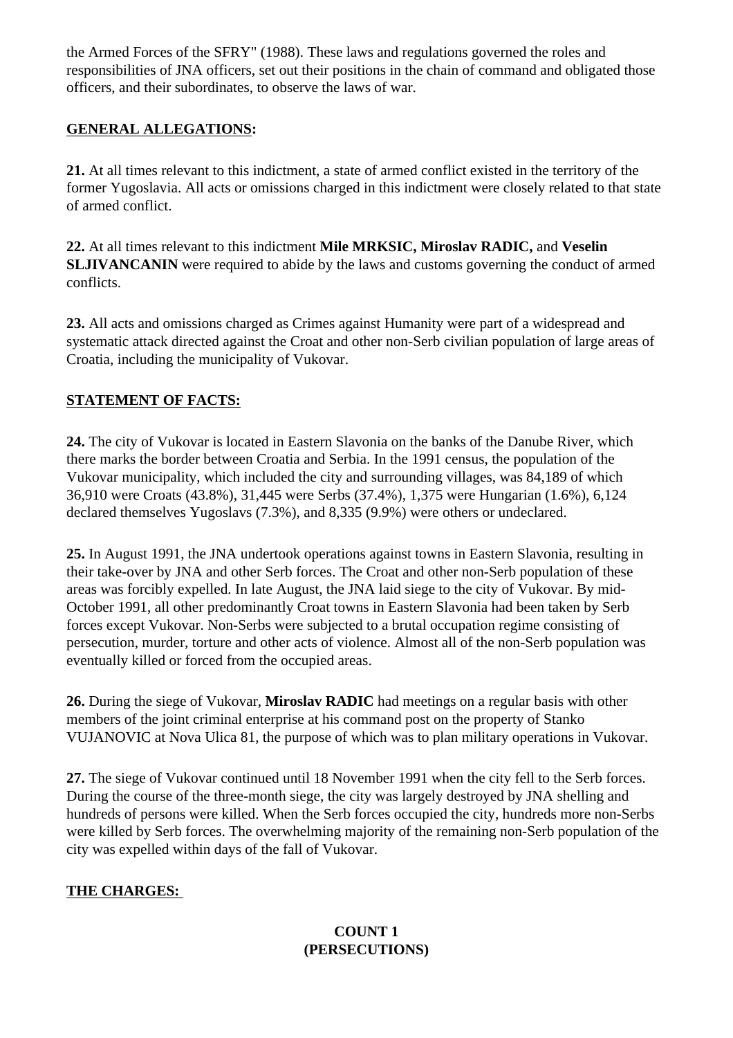the Armed Forces of the SFRY" (1988). These laws and regulations governed the roles and responsibilities of JNA officers, set out their positions in the chain of command and obligated those officers, and their subordinates, to observe the laws of war.

**GENERAL ALLEGATIONS:**

**21.** At all times relevant to this indictment, a state of armed conflict existed in the territory of the former Yugoslavia. All acts or omissions charged in this indictment were closely related to that state of armed conflict.

**22.** At all times relevant to this indictment **Mile MRKSIC, Miroslav RADIC,** and **Veselin SLJIVANCANIN** were required to abide by the laws and customs governing the conduct of armed conflicts.

**23.** All acts and omissions charged as Crimes against Humanity were part of a widespread and systematic attack directed against the Croat and other non-Serb civilian population of large areas of Croatia, including the municipality of Vukovar.

**STATEMENT OF FACTS:**

**24.** The city of Vukovar is located in Eastern Slavonia on the banks of the Danube River, which there marks the border between Croatia and Serbia. In the 1991 census, the population of the Vukovar municipality, which included the city and surrounding villages, was 84,189 of which 36,910 were Croats (43.8%), 31,445 were Serbs (37.4%), 1,375 were Hungarian (1.6%), 6,124 declared themselves Yugoslavs (7.3%), and 8,335 (9.9%) were others or undeclared.

**25.** In August 1991, the JNA undertook operations against towns in Eastern Slavonia, resulting in their take-over by JNA and other Serb forces. The Croat and other non-Serb population of these areas was forcibly expelled. In late August, the JNA laid siege to the city of Vukovar. By mid-October 1991, all other predominantly Croat towns in Eastern Slavonia had been taken by Serb forces except Vukovar. Non-Serbs were subjected to a brutal occupation regime consisting of persecution, murder, torture and other acts of violence. Almost all of the non-Serb population was eventually killed or forced from the occupied areas.

**26.** During the siege of Vukovar, **Miroslav RADIC** had meetings on a regular basis with other members of the joint criminal enterprise at his command post on the property of Stanko VUJANOVIC at Nova Ulica 81, the purpose of which was to plan military operations in Vukovar.

**27.** The siege of Vukovar continued until 18 November 1991 when the city fell to the Serb forces. During the course of the three-month siege, the city was largely destroyed by JNA shelling and hundreds of persons were killed. When the Serb forces occupied the city, hundreds more non-Serbs were killed by Serb forces. The overwhelming majority of the remaining non-Serb population of the city was expelled within days of the fall of Vukovar.

**THE CHARGES:**

**COUNT 1**
**(PERSECUTIONS)**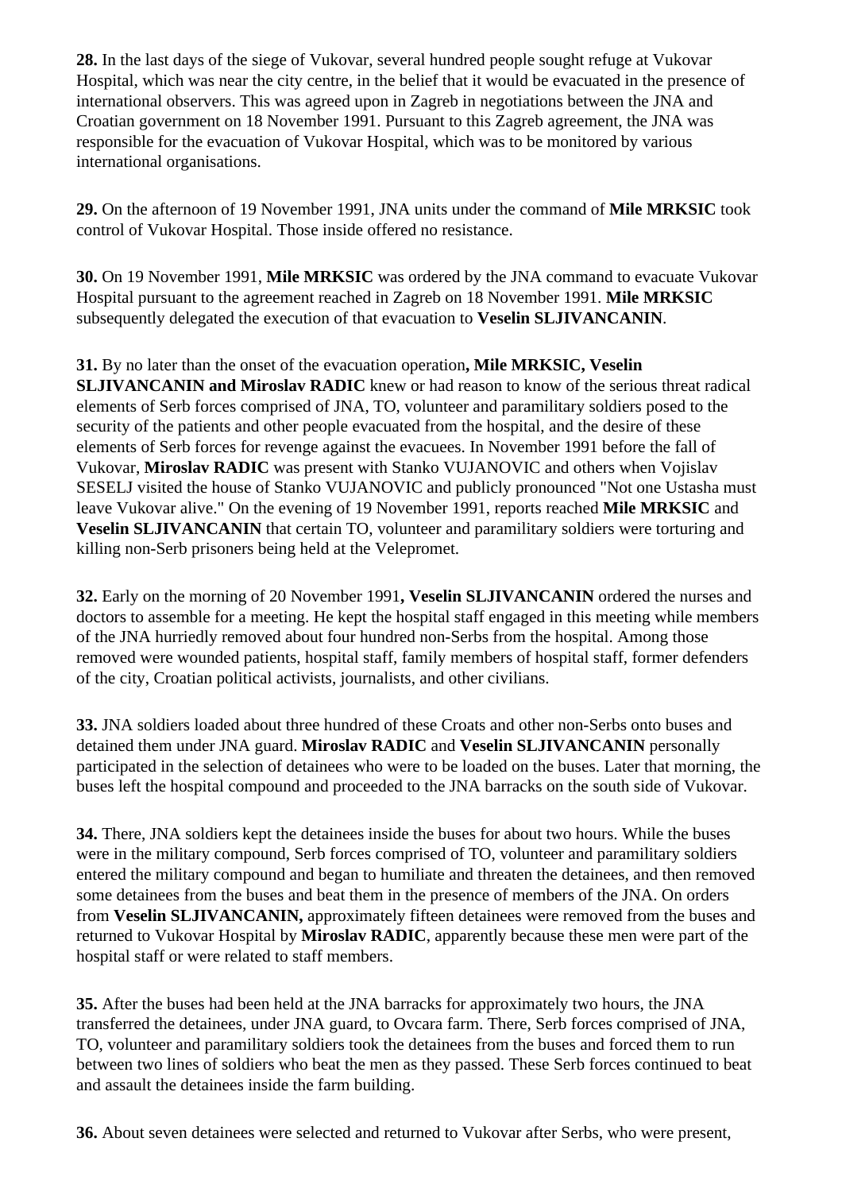**28.** In the last days of the siege of Vukovar, several hundred people sought refuge at Vukovar Hospital, which was near the city centre, in the belief that it would be evacuated in the presence of international observers. This was agreed upon in Zagreb in negotiations between the JNA and Croatian government on 18 November 1991. Pursuant to this Zagreb agreement, the JNA was responsible for the evacuation of Vukovar Hospital, which was to be monitored by various international organisations.

**29.** On the afternoon of 19 November 1991, JNA units under the command of **Mile MRKSIC** took control of Vukovar Hospital. Those inside offered no resistance.

**30.** On 19 November 1991, **Mile MRKSIC** was ordered by the JNA command to evacuate Vukovar Hospital pursuant to the agreement reached in Zagreb on 18 November 1991. **Mile MRKSIC** subsequently delegated the execution of that evacuation to **Veselin SLJIVANCANIN**.

**31.** By no later than the onset of the evacuation operation**, Mile MRKSIC, Veselin SLJIVANCANIN and Miroslav RADIC** knew or had reason to know of the serious threat radical elements of Serb forces comprised of JNA, TO, volunteer and paramilitary soldiers posed to the security of the patients and other people evacuated from the hospital, and the desire of these elements of Serb forces for revenge against the evacuees. In November 1991 before the fall of Vukovar, **Miroslav RADIC** was present with Stanko VUJANOVIC and others when Vojislav SESELJ visited the house of Stanko VUJANOVIC and publicly pronounced "Not one Ustasha must leave Vukovar alive." On the evening of 19 November 1991, reports reached **Mile MRKSIC** and **Veselin SLJIVANCANIN** that certain TO, volunteer and paramilitary soldiers were torturing and killing non-Serb prisoners being held at the Velepromet.

**32.** Early on the morning of 20 November 1991**, Veselin SLJIVANCANIN** ordered the nurses and doctors to assemble for a meeting. He kept the hospital staff engaged in this meeting while members of the JNA hurriedly removed about four hundred non-Serbs from the hospital. Among those removed were wounded patients, hospital staff, family members of hospital staff, former defenders of the city, Croatian political activists, journalists, and other civilians.

**33.** JNA soldiers loaded about three hundred of these Croats and other non-Serbs onto buses and detained them under JNA guard. **Miroslav RADIC** and **Veselin SLJIVANCANIN** personally participated in the selection of detainees who were to be loaded on the buses. Later that morning, the buses left the hospital compound and proceeded to the JNA barracks on the south side of Vukovar.

**34.** There, JNA soldiers kept the detainees inside the buses for about two hours. While the buses were in the military compound, Serb forces comprised of TO, volunteer and paramilitary soldiers entered the military compound and began to humiliate and threaten the detainees, and then removed some detainees from the buses and beat them in the presence of members of the JNA. On orders from **Veselin SLJIVANCANIN,** approximately fifteen detainees were removed from the buses and returned to Vukovar Hospital by **Miroslav RADIC**, apparently because these men were part of the hospital staff or were related to staff members.

**35.** After the buses had been held at the JNA barracks for approximately two hours, the JNA transferred the detainees, under JNA guard, to Ovcara farm. There, Serb forces comprised of JNA, TO, volunteer and paramilitary soldiers took the detainees from the buses and forced them to run between two lines of soldiers who beat the men as they passed. These Serb forces continued to beat and assault the detainees inside the farm building.

**36.** About seven detainees were selected and returned to Vukovar after Serbs, who were present,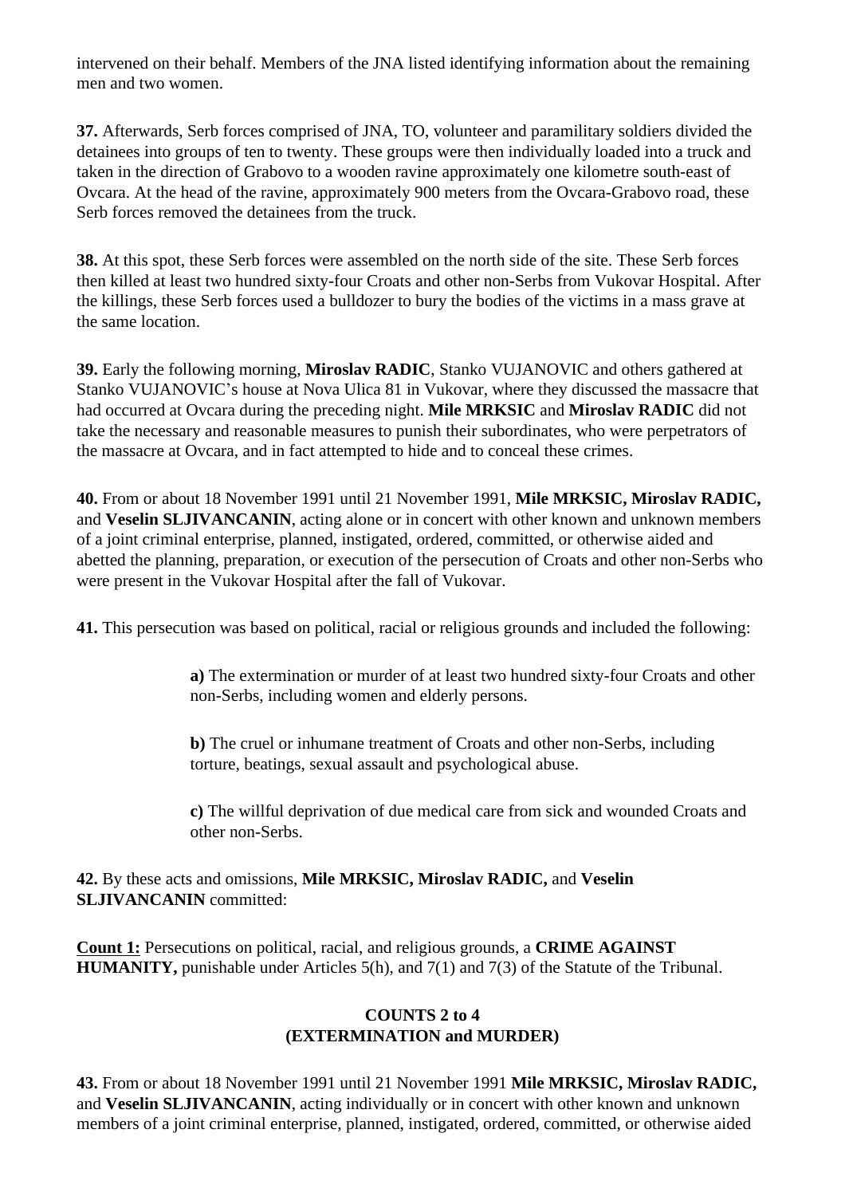intervened on their behalf. Members of the JNA listed identifying information about the remaining men and two women.

**37.** Afterwards, Serb forces comprised of JNA, TO, volunteer and paramilitary soldiers divided the detainees into groups of ten to twenty. These groups were then individually loaded into a truck and taken in the direction of Grabovo to a wooden ravine approximately one kilometre south-east of Ovcara. At the head of the ravine, approximately 900 meters from the Ovcara-Grabovo road, these Serb forces removed the detainees from the truck.

**38.** At this spot, these Serb forces were assembled on the north side of the site. These Serb forces then killed at least two hundred sixty-four Croats and other non-Serbs from Vukovar Hospital. After the killings, these Serb forces used a bulldozer to bury the bodies of the victims in a mass grave at the same location.

**39.** Early the following morning, **Miroslav RADIC**, Stanko VUJANOVIC and others gathered at Stanko VUJANOVIC's house at Nova Ulica 81 in Vukovar, where they discussed the massacre that had occurred at Ovcara during the preceding night. **Mile MRKSIC** and **Miroslav RADIC** did not take the necessary and reasonable measures to punish their subordinates, who were perpetrators of the massacre at Ovcara, and in fact attempted to hide and to conceal these crimes.

**40.** From or about 18 November 1991 until 21 November 1991, **Mile MRKSIC, Miroslav RADIC,** and **Veselin SLJIVANCANIN**, acting alone or in concert with other known and unknown members of a joint criminal enterprise, planned, instigated, ordered, committed, or otherwise aided and abetted the planning, preparation, or execution of the persecution of Croats and other non-Serbs who were present in the Vukovar Hospital after the fall of Vukovar.

**41.** This persecution was based on political, racial or religious grounds and included the following:

> **a)** The extermination or murder of at least two hundred sixty-four Croats and other non-Serbs, including women and elderly persons.
>
> **b)** The cruel or inhumane treatment of Croats and other non-Serbs, including torture, beatings, sexual assault and psychological abuse.
>
> **c)** The willful deprivation of due medical care from sick and wounded Croats and other non-Serbs.

**42.** By these acts and omissions, **Mile MRKSIC, Miroslav RADIC,** and **Veselin SLJIVANCANIN** committed:

**Count 1:** Persecutions on political, racial, and religious grounds, a **CRIME AGAINST HUMANITY,** punishable under Articles 5(h), and 7(1) and 7(3) of the Statute of the Tribunal.

### COUNTS 2 to 4
### (EXTERMINATION and MURDER)

**43.** From or about 18 November 1991 until 21 November 1991 **Mile MRKSIC, Miroslav RADIC,** and **Veselin SLJIVANCANIN**, acting individually or in concert with other known and unknown members of a joint criminal enterprise, planned, instigated, ordered, committed, or otherwise aided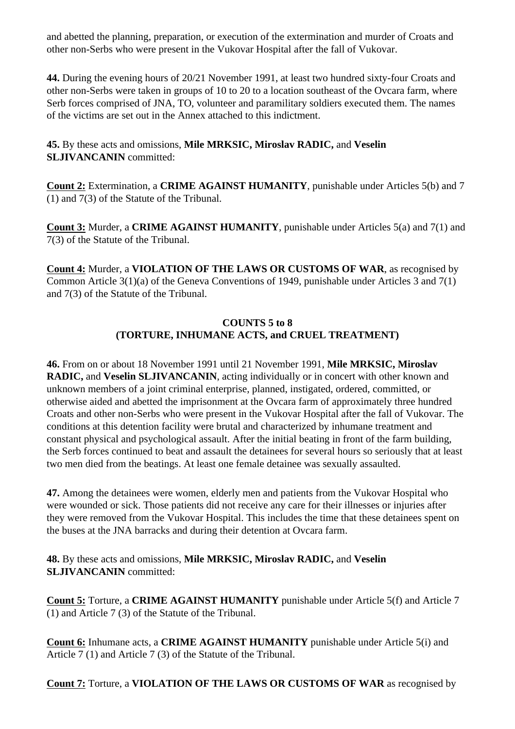and abetted the planning, preparation, or execution of the extermination and murder of Croats and other non-Serbs who were present in the Vukovar Hospital after the fall of Vukovar.

**44.** During the evening hours of 20/21 November 1991, at least two hundred sixty-four Croats and other non-Serbs were taken in groups of 10 to 20 to a location southeast of the Ovcara farm, where Serb forces comprised of JNA, TO, volunteer and paramilitary soldiers executed them. The names of the victims are set out in the Annex attached to this indictment.

**45.** By these acts and omissions, **Mile MRKSIC, Miroslav RADIC,** and **Veselin SLJIVANCANIN** committed:

<u>**Count 2:**</u> Extermination, a **CRIME AGAINST HUMANITY**, punishable under Articles 5(b) and 7 (1) and 7(3) of the Statute of the Tribunal.

<u>**Count 3:**</u> Murder, a **CRIME AGAINST HUMANITY**, punishable under Articles 5(a) and 7(1) and 7(3) of the Statute of the Tribunal.

<u>**Count 4:**</u> Murder, a **VIOLATION OF THE LAWS OR CUSTOMS OF WAR**, as recognised by Common Article 3(1)(a) of the Geneva Conventions of 1949, punishable under Articles 3 and 7(1) and 7(3) of the Statute of the Tribunal.

### COUNTS 5 to 8
### (TORTURE, INHUMANE ACTS, and CRUEL TREATMENT)

**46.** From on or about 18 November 1991 until 21 November 1991, **Mile MRKSIC, Miroslav RADIC,** and **Veselin SLJIVANCANIN**, acting individually or in concert with other known and unknown members of a joint criminal enterprise, planned, instigated, ordered, committed, or otherwise aided and abetted the imprisonment at the Ovcara farm of approximately three hundred Croats and other non-Serbs who were present in the Vukovar Hospital after the fall of Vukovar. The conditions at this detention facility were brutal and characterized by inhumane treatment and constant physical and psychological assault. After the initial beating in front of the farm building, the Serb forces continued to beat and assault the detainees for several hours so seriously that at least two men died from the beatings. At least one female detainee was sexually assaulted.

**47.** Among the detainees were women, elderly men and patients from the Vukovar Hospital who were wounded or sick. Those patients did not receive any care for their illnesses or injuries after they were removed from the Vukovar Hospital. This includes the time that these detainees spent on the buses at the JNA barracks and during their detention at Ovcara farm.

**48.** By these acts and omissions, **Mile MRKSIC, Miroslav RADIC,** and **Veselin SLJIVANCANIN** committed:

<u>**Count 5:**</u> Torture, a **CRIME AGAINST HUMANITY** punishable under Article 5(f) and Article 7 (1) and Article 7 (3) of the Statute of the Tribunal.

<u>**Count 6:**</u> Inhumane acts, a **CRIME AGAINST HUMANITY** punishable under Article 5(i) and Article 7 (1) and Article 7 (3) of the Statute of the Tribunal.

<u>**Count 7:**</u> Torture, a **VIOLATION OF THE LAWS OR CUSTOMS OF WAR** as recognised by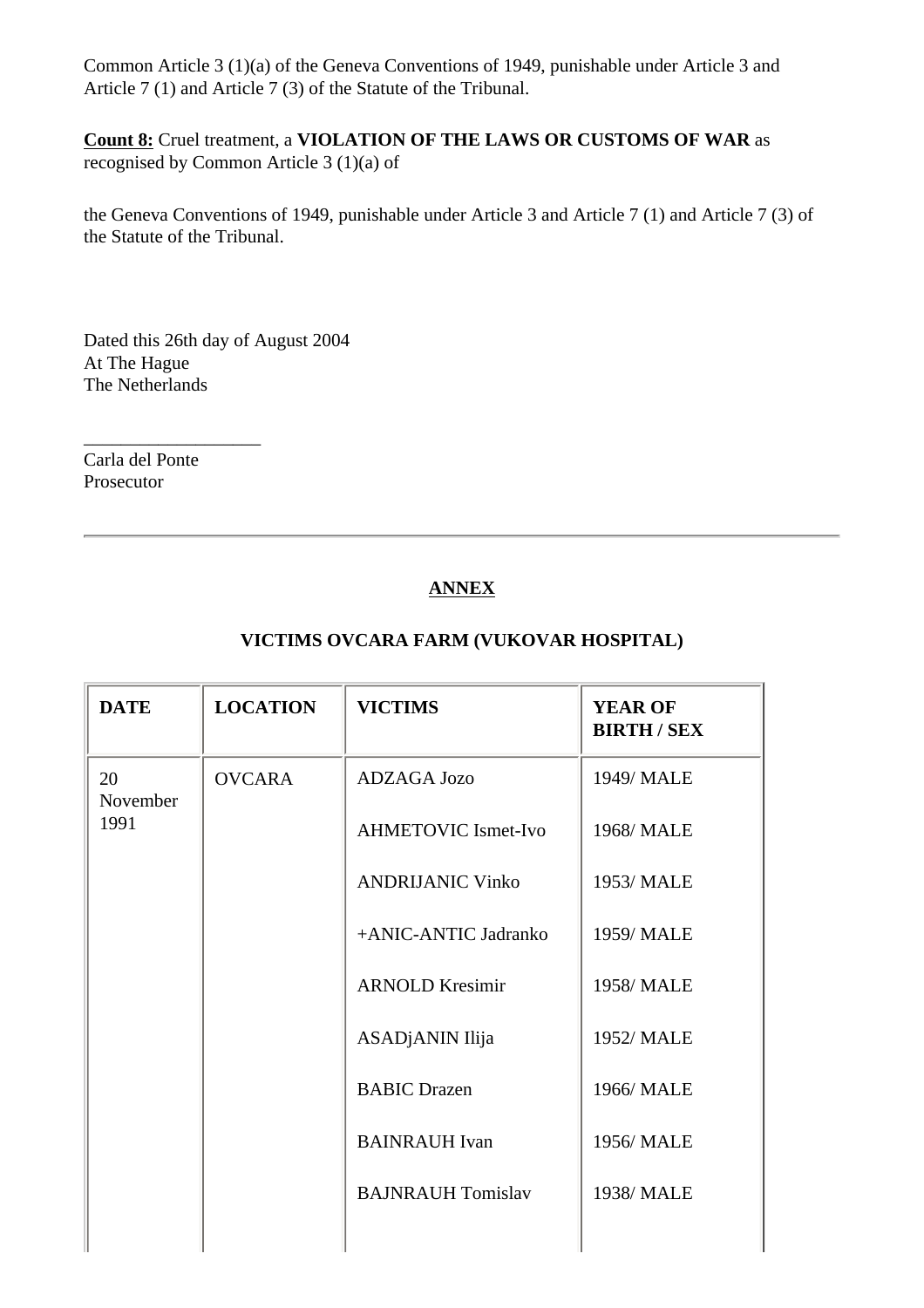Common Article 3 (1)(a) of the Geneva Conventions of 1949, punishable under Article 3 and Article 7 (1) and Article 7 (3) of the Statute of the Tribunal.

**Count 8:** Cruel treatment, a **VIOLATION OF THE LAWS OR CUSTOMS OF WAR** as recognised by Common Article 3 (1)(a) of

the Geneva Conventions of 1949, punishable under Article 3 and Article 7 (1) and Article 7 (3) of the Statute of the Tribunal.

Dated this 26th day of August 2004
At The Hague
The Netherlands

___________________
Carla del Ponte
Prosecutor

---

**ANNEX**

**VICTIMS OVCARA FARM (VUKOVAR HOSPITAL)**

| DATE | LOCATION | VICTIMS | YEAR OF BIRTH / SEX |
|---|---|---|---|
| 20 November 1991 | OVCARA | ADZAGA Jozo | 1949/ MALE |
| | | AHMETOVIC Ismet-Ivo | 1968/ MALE |
| | | ANDRIJANIC Vinko | 1953/ MALE |
| | | +ANIC-ANTIC Jadranko | 1959/ MALE |
| | | ARNOLD Kresimir | 1958/ MALE |
| | | ASADjANIN Ilija | 1952/ MALE |
| | | BABIC Drazen | 1966/ MALE |
| | | BAINRAUH Ivan | 1956/ MALE |
| | | BAJNRAUH Tomislav | 1938/ MALE |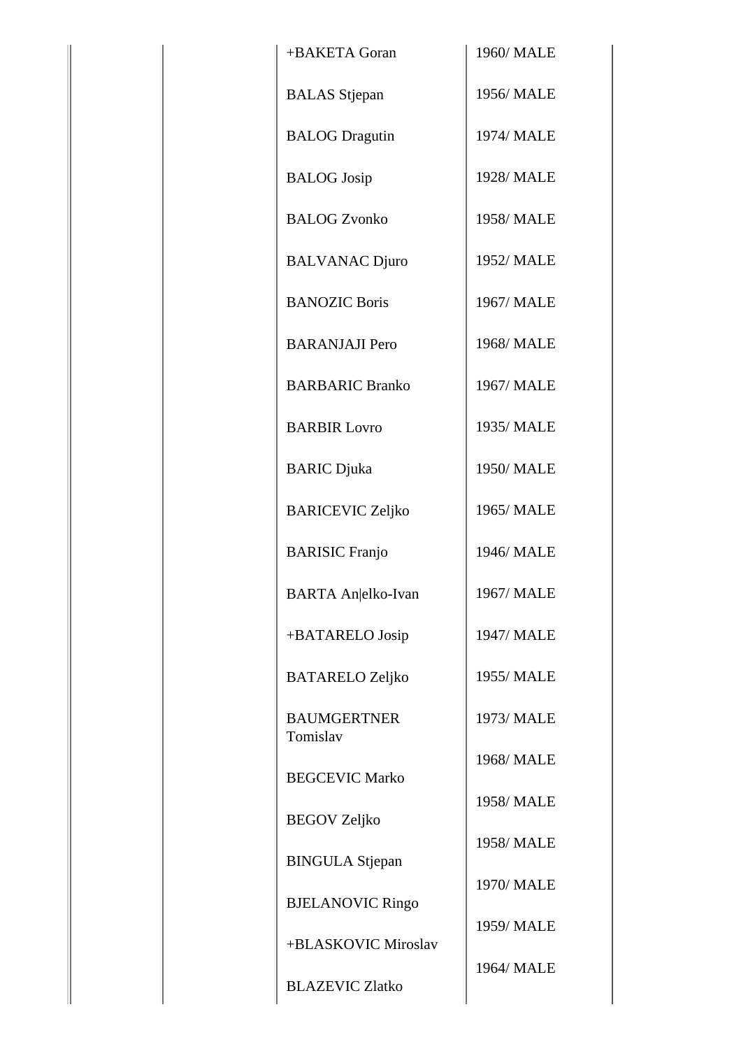| | | | |
|---|---|---|---|
| | | +BAKETA Goran | 1960/ MALE |
| | | BALAS Stjepan | 1956/ MALE |
| | | BALOG Dragutin | 1974/ MALE |
| | | BALOG Josip | 1928/ MALE |
| | | BALOG Zvonko | 1958/ MALE |
| | | BALVANAC Djuro | 1952/ MALE |
| | | BANOZIC Boris | 1967/ MALE |
| | | BARANJAJI Pero | 1968/ MALE |
| | | BARBARIC Branko | 1967/ MALE |
| | | BARBIR Lovro | 1935/ MALE |
| | | BARIC Djuka | 1950/ MALE |
| | | BARICEVIC Zeljko | 1965/ MALE |
| | | BARISIC Franjo | 1946/ MALE |
| | | BARTA An|elko-Ivan | 1967/ MALE |
| | | +BATARELO Josip | 1947/ MALE |
| | | BATARELO Zeljko | 1955/ MALE |
| | | BAUMGERTNER Tomislav | 1973/ MALE |
| | | BEGCEVIC Marko | 1968/ MALE |
| | | BEGOV Zeljko | 1958/ MALE |
| | | BINGULA Stjepan | 1958/ MALE |
| | | BJELANOVIC Ringo | 1970/ MALE |
| | | +BLASKOVIC Miroslav | 1959/ MALE |
| | | BLAZEVIC Zlatko | 1964/ MALE |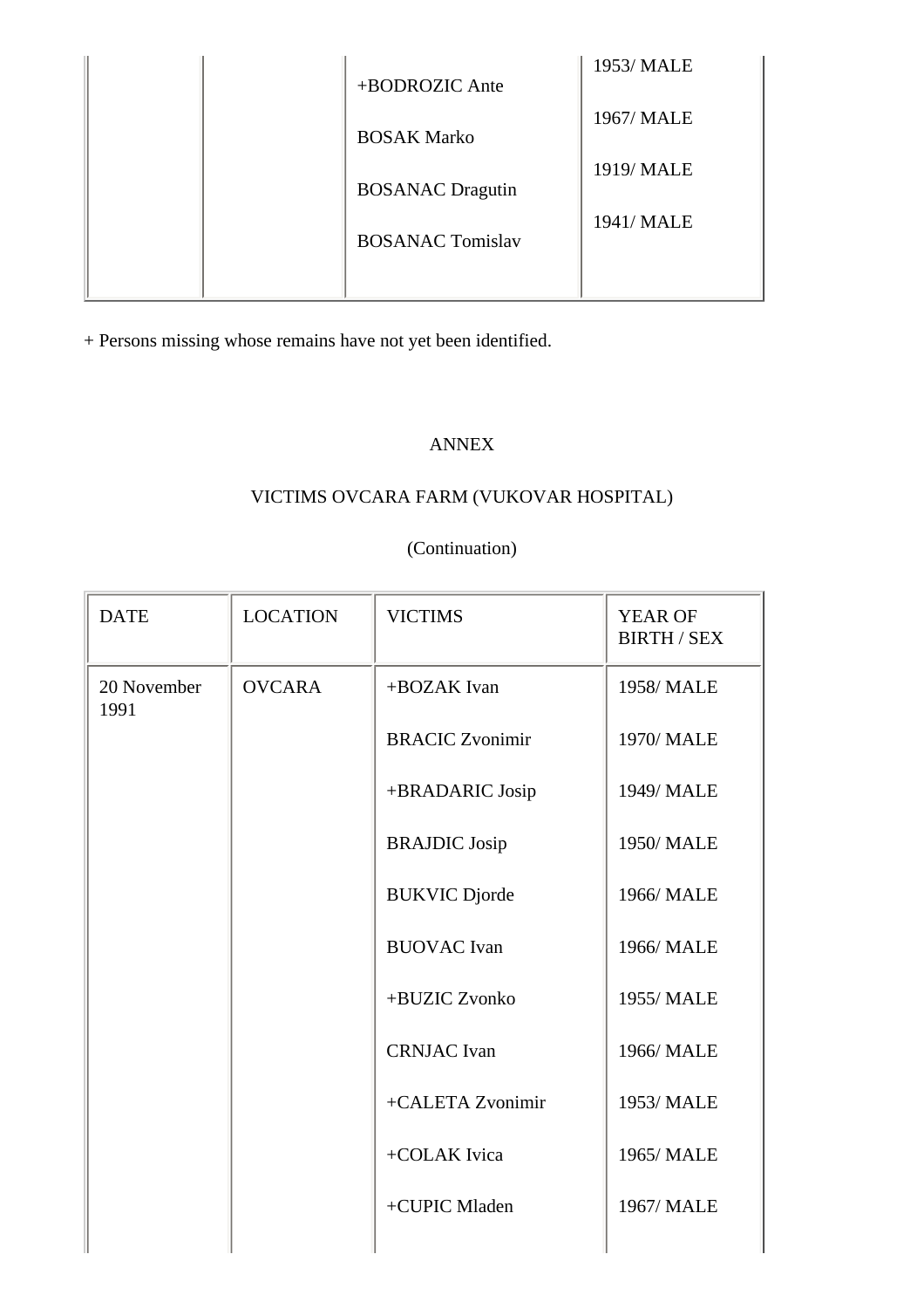| | | | |
|---|---|---|---|
| | | +BODROZIC Ante | 1953/ MALE |
| | | BOSAK Marko | 1967/ MALE |
| | | BOSANAC Dragutin | 1919/ MALE |
| | | BOSANAC Tomislav | 1941/ MALE |

+ Persons missing whose remains have not yet been identified.

ANNEX

VICTIMS OVCARA FARM (VUKOVAR HOSPITAL)

(Continuation)

| DATE | LOCATION | VICTIMS | YEAR OF BIRTH / SEX |
|---|---|---|---|
| 20 November 1991 | OVCARA | +BOZAK Ivan | 1958/ MALE |
| | | BRACIC Zvonimir | 1970/ MALE |
| | | +BRADARIC Josip | 1949/ MALE |
| | | BRAJDIC Josip | 1950/ MALE |
| | | BUKVIC Djorde | 1966/ MALE |
| | | BUOVAC Ivan | 1966/ MALE |
| | | +BUZIC Zvonko | 1955/ MALE |
| | | CRNJAC Ivan | 1966/ MALE |
| | | +CALETA Zvonimir | 1953/ MALE |
| | | +COLAK Ivica | 1965/ MALE |
| | | +CUPIC Mladen | 1967/ MALE |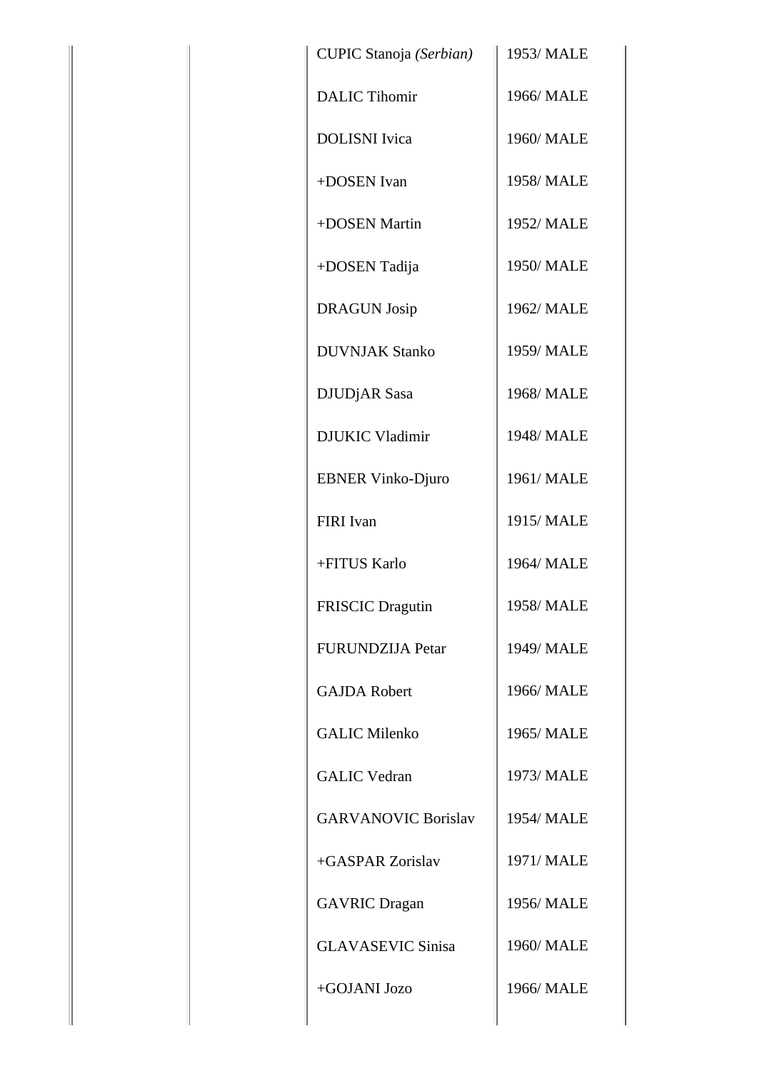| | | | |
|---|---|---|---|
| | | CUPIC Stanoja *(Serbian)* | 1953/ MALE |
| | | DALIC Tihomir | 1966/ MALE |
| | | DOLISNI Ivica | 1960/ MALE |
| | | +DOSEN Ivan | 1958/ MALE |
| | | +DOSEN Martin | 1952/ MALE |
| | | +DOSEN Tadija | 1950/ MALE |
| | | DRAGUN Josip | 1962/ MALE |
| | | DUVNJAK Stanko | 1959/ MALE |
| | | DJUDjAR Sasa | 1968/ MALE |
| | | DJUKIC Vladimir | 1948/ MALE |
| | | EBNER Vinko-Djuro | 1961/ MALE |
| | | FIRI Ivan | 1915/ MALE |
| | | +FITUS Karlo | 1964/ MALE |
| | | FRISCIC Dragutin | 1958/ MALE |
| | | FURUNDZIJA Petar | 1949/ MALE |
| | | GAJDA Robert | 1966/ MALE |
| | | GALIC Milenko | 1965/ MALE |
| | | GALIC Vedran | 1973/ MALE |
| | | GARVANOVIC Borislav | 1954/ MALE |
| | | +GASPAR Zorislav | 1971/ MALE |
| | | GAVRIC Dragan | 1956/ MALE |
| | | GLAVASEVIC Sinisa | 1960/ MALE |
| | | +GOJANI Jozo | 1966/ MALE |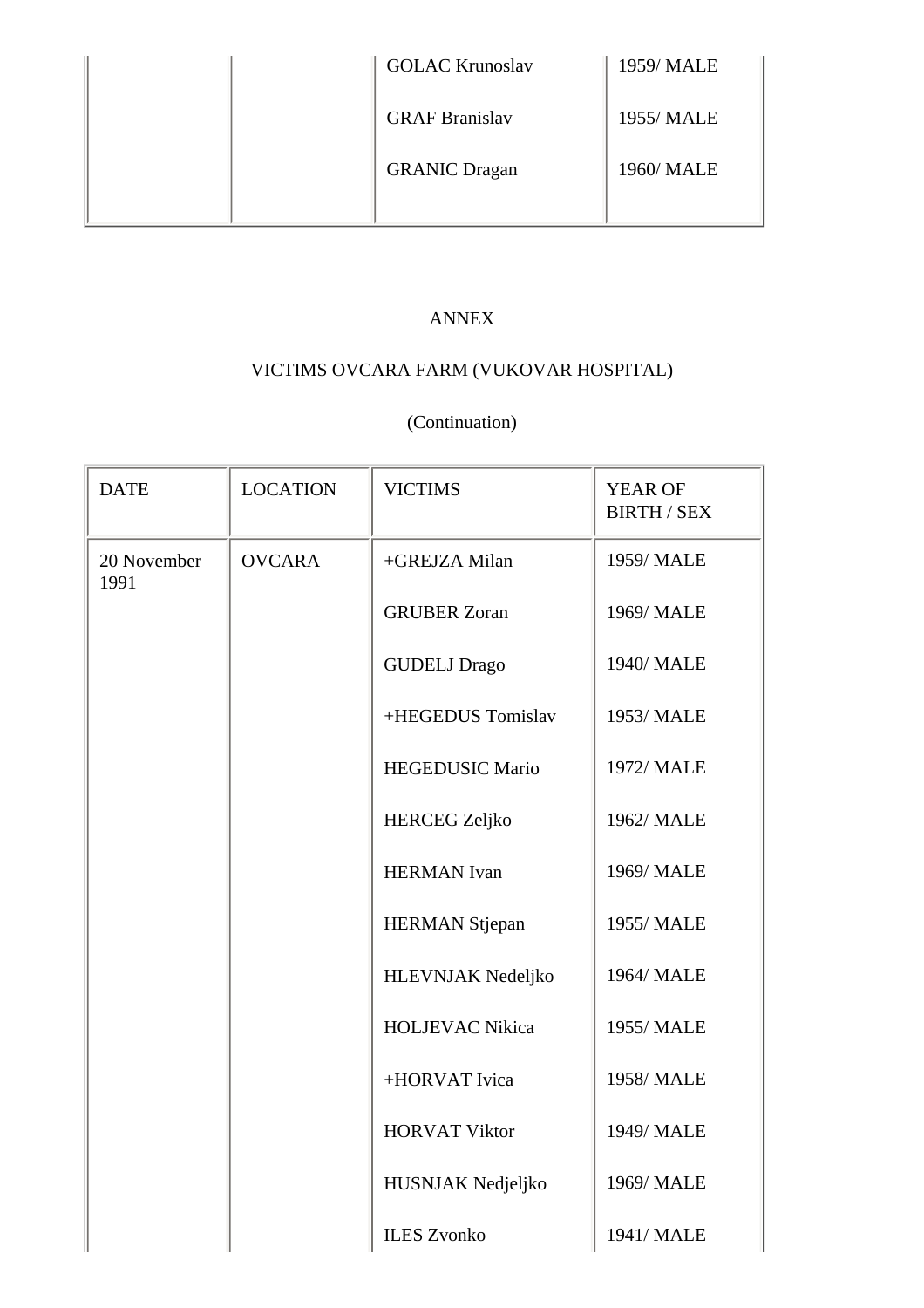| | | | |
|---|---|---|---|
| | | GOLAC Krunoslav | 1959/ MALE |
| | | GRAF Branislav | 1955/ MALE |
| | | GRANIC Dragan | 1960/ MALE |

ANNEX

VICTIMS OVCARA FARM (VUKOVAR HOSPITAL)

(Continuation)

| DATE | LOCATION | VICTIMS | YEAR OF BIRTH / SEX |
|---|---|---|---|
| 20 November 1991 | OVCARA | +GREJZA Milan | 1959/ MALE |
| | | GRUBER Zoran | 1969/ MALE |
| | | GUDELJ Drago | 1940/ MALE |
| | | +HEGEDUS Tomislav | 1953/ MALE |
| | | HEGEDUSIC Mario | 1972/ MALE |
| | | HERCEG Zeljko | 1962/ MALE |
| | | HERMAN Ivan | 1969/ MALE |
| | | HERMAN Stjepan | 1955/ MALE |
| | | HLEVNJAK Nedeljko | 1964/ MALE |
| | | HOLJEVAC Nikica | 1955/ MALE |
| | | +HORVAT Ivica | 1958/ MALE |
| | | HORVAT Viktor | 1949/ MALE |
| | | HUSNJAK Nedjeljko | 1969/ MALE |
| | | ILES Zvonko | 1941/ MALE |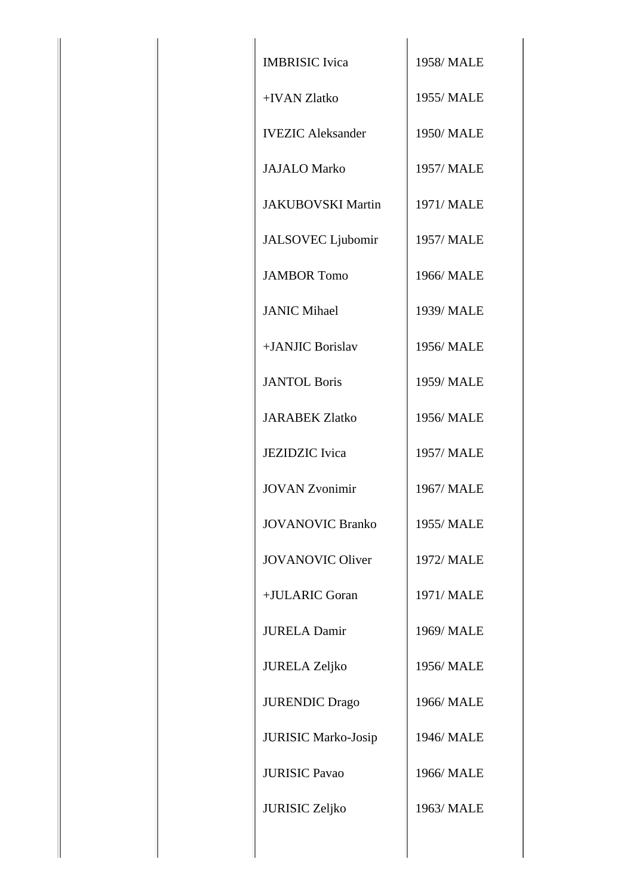| | | | |
|---|---|---|---|
| | | IMBRISIC Ivica | 1958/ MALE |
| | | +IVAN Zlatko | 1955/ MALE |
| | | IVEZIC Aleksander | 1950/ MALE |
| | | JAJALO Marko | 1957/ MALE |
| | | JAKUBOVSKI Martin | 1971/ MALE |
| | | JALSOVEC Ljubomir | 1957/ MALE |
| | | JAMBOR Tomo | 1966/ MALE |
| | | JANIC Mihael | 1939/ MALE |
| | | +JANJIC Borislav | 1956/ MALE |
| | | JANTOL Boris | 1959/ MALE |
| | | JARABEK Zlatko | 1956/ MALE |
| | | JEZIDZIC Ivica | 1957/ MALE |
| | | JOVAN Zvonimir | 1967/ MALE |
| | | JOVANOVIC Branko | 1955/ MALE |
| | | JOVANOVIC Oliver | 1972/ MALE |
| | | +JULARIC Goran | 1971/ MALE |
| | | JURELA Damir | 1969/ MALE |
| | | JURELA Zeljko | 1956/ MALE |
| | | JURENDIC Drago | 1966/ MALE |
| | | JURISIC Marko-Josip | 1946/ MALE |
| | | JURISIC Pavao | 1966/ MALE |
| | | JURISIC Zeljko | 1963/ MALE |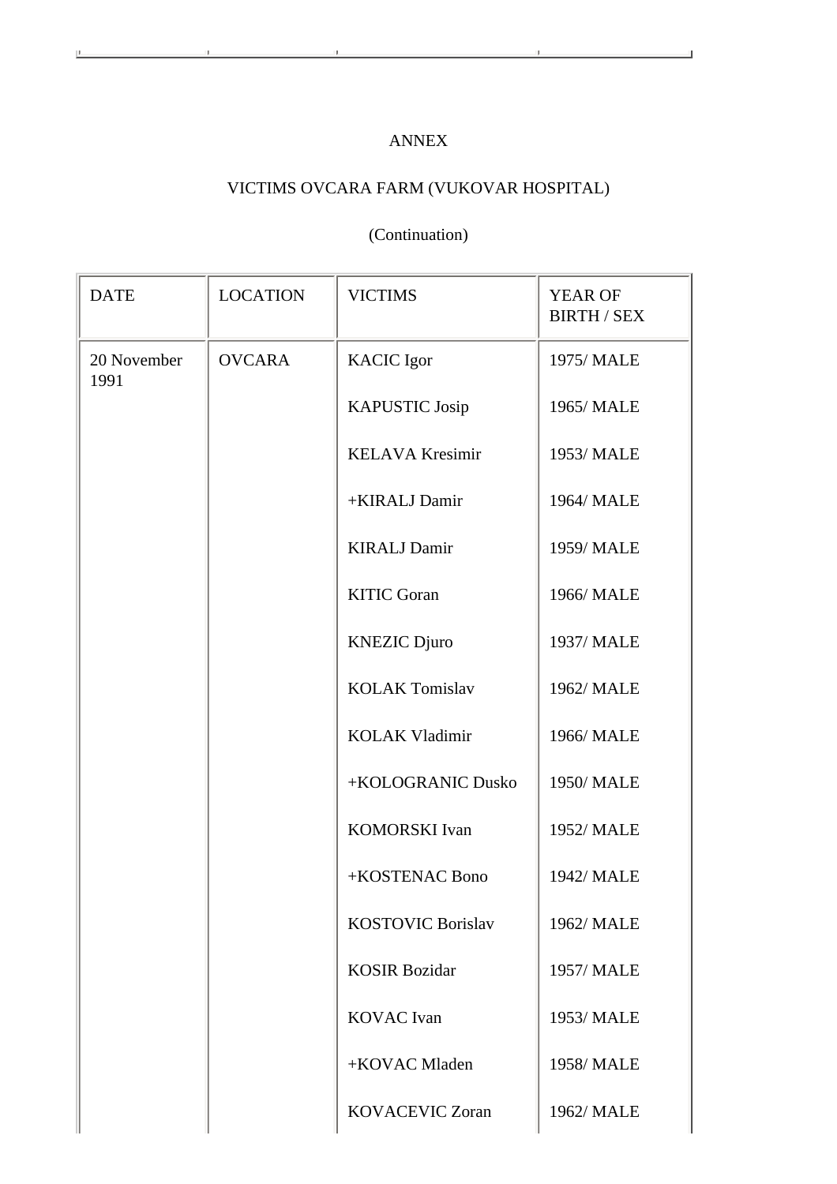ANNEX

VICTIMS OVCARA FARM (VUKOVAR HOSPITAL)

(Continuation)

| DATE | LOCATION | VICTIMS | YEAR OF BIRTH / SEX |
|---|---|---|---|
| 20 November 1991 | OVCARA | KACIC Igor | 1975/ MALE |
| | | KAPUSTIC Josip | 1965/ MALE |
| | | KELAVA Kresimir | 1953/ MALE |
| | | +KIRALJ Damir | 1964/ MALE |
| | | KIRALJ Damir | 1959/ MALE |
| | | KITIC Goran | 1966/ MALE |
| | | KNEZIC Djuro | 1937/ MALE |
| | | KOLAK Tomislav | 1962/ MALE |
| | | KOLAK Vladimir | 1966/ MALE |
| | | +KOLOGRANIC Dusko | 1950/ MALE |
| | | KOMORSKI Ivan | 1952/ MALE |
| | | +KOSTENAC Bono | 1942/ MALE |
| | | KOSTOVIC Borislav | 1962/ MALE |
| | | KOSIR Bozidar | 1957/ MALE |
| | | KOVAC Ivan | 1953/ MALE |
| | | +KOVAC Mladen | 1958/ MALE |
| | | KOVACEVIC Zoran | 1962/ MALE |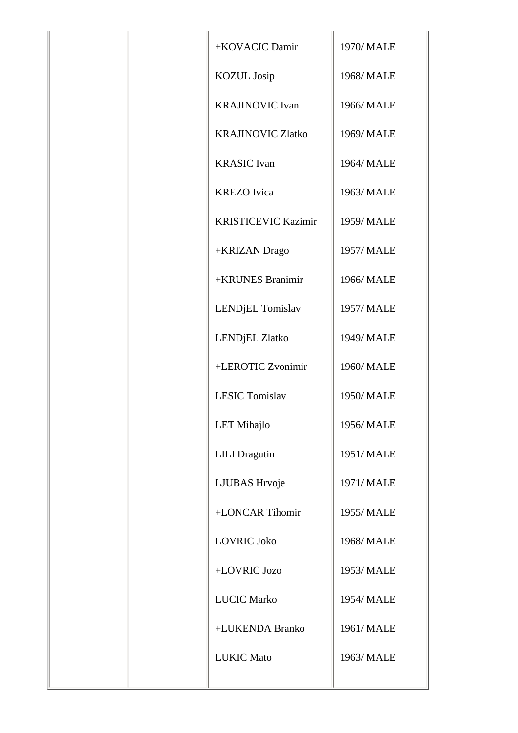| | | | |
|---|---|---|---|
| | | +KOVACIC Damir | 1970/ MALE |
| | | KOZUL Josip | 1968/ MALE |
| | | KRAJINOVIC Ivan | 1966/ MALE |
| | | KRAJINOVIC Zlatko | 1969/ MALE |
| | | KRASIC Ivan | 1964/ MALE |
| | | KREZO Ivica | 1963/ MALE |
| | | KRISTICEVIC Kazimir | 1959/ MALE |
| | | +KRIZAN Drago | 1957/ MALE |
| | | +KRUNES Branimir | 1966/ MALE |
| | | LENDjEL Tomislav | 1957/ MALE |
| | | LENDjEL Zlatko | 1949/ MALE |
| | | +LEROTIC Zvonimir | 1960/ MALE |
| | | LESIC Tomislav | 1950/ MALE |
| | | LET Mihajlo | 1956/ MALE |
| | | LILI Dragutin | 1951/ MALE |
| | | LJUBAS Hrvoje | 1971/ MALE |
| | | +LONCAR Tihomir | 1955/ MALE |
| | | LOVRIC Joko | 1968/ MALE |
| | | +LOVRIC Jozo | 1953/ MALE |
| | | LUCIC Marko | 1954/ MALE |
| | | +LUKENDA Branko | 1961/ MALE |
| | | LUKIC Mato | 1963/ MALE |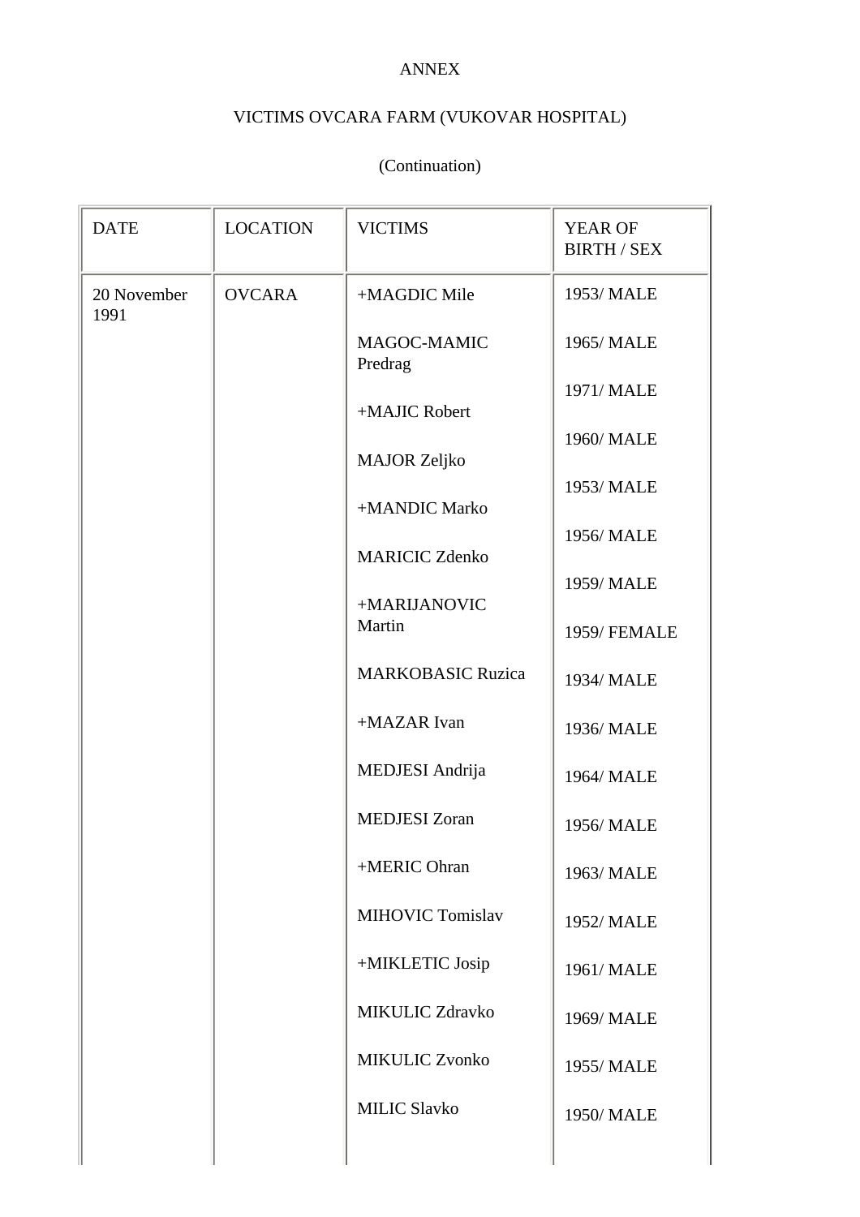ANNEX

VICTIMS OVCARA FARM (VUKOVAR HOSPITAL)

(Continuation)

| DATE | LOCATION | VICTIMS | YEAR OF BIRTH / SEX |
|---|---|---|---|
| 20 November 1991 | OVCARA | +MAGDIC Mile | 1953/ MALE |
| | | MAGOC-MAMIC Predrag | 1965/ MALE |
| | | +MAJIC Robert | 1971/ MALE |
| | | MAJOR Zeljko | 1960/ MALE |
| | | +MANDIC Marko | 1953/ MALE |
| | | MARICIC Zdenko | 1956/ MALE |
| | | +MARIJANOVIC Martin | 1959/ MALE |
| | | MARKOBASIC Ruzica | 1959/ FEMALE |
| | | +MAZAR Ivan | 1934/ MALE |
| | | MEDJESI Andrija | 1936/ MALE |
| | | MEDJESI Zoran | 1964/ MALE |
| | | +MERIC Ohran | 1956/ MALE |
| | | MIHOVIC Tomislav | 1963/ MALE |
| | | +MIKLETIC Josip | 1952/ MALE |
| | | MIKULIC Zdravko | 1961/ MALE |
| | | MIKULIC Zvonko | 1969/ MALE |
| | | MILIC Slavko | 1955/ MALE |
| | | | 1950/ MALE |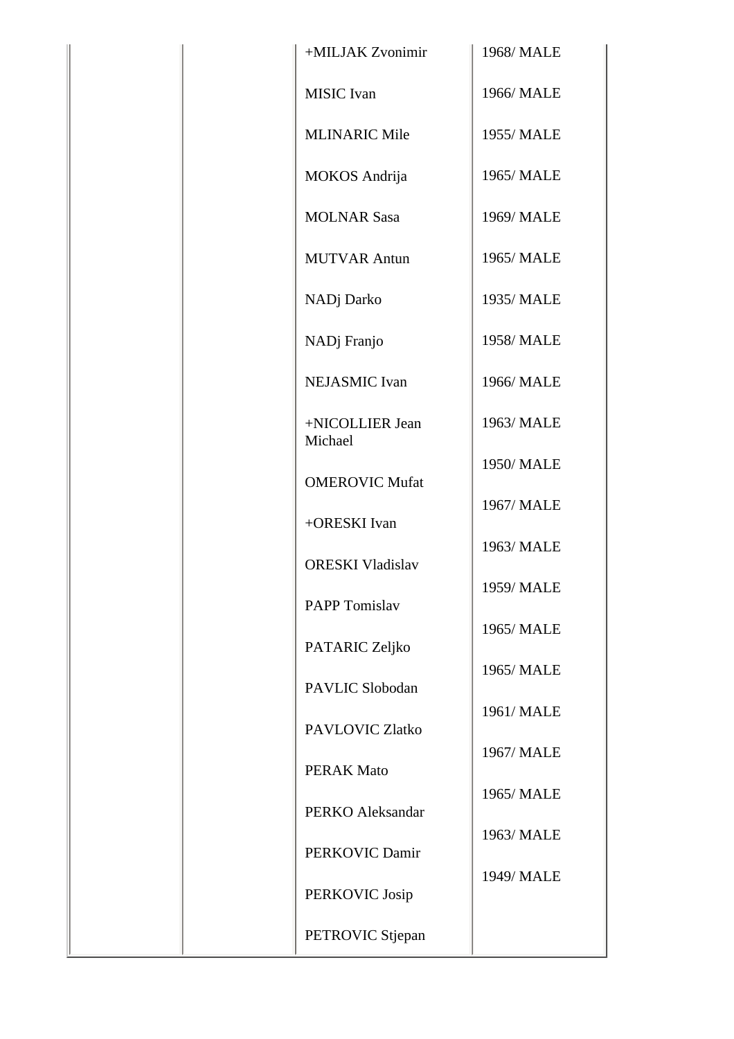| | | | |
|---|---|---|---|
| | | +MILJAK Zvonimir | 1968/ MALE |
| | | MISIC Ivan | 1966/ MALE |
| | | MLINARIC Mile | 1955/ MALE |
| | | MOKOS Andrija | 1965/ MALE |
| | | MOLNAR Sasa | 1969/ MALE |
| | | MUTVAR Antun | 1965/ MALE |
| | | NADj Darko | 1935/ MALE |
| | | NADj Franjo | 1958/ MALE |
| | | NEJASMIC Ivan | 1966/ MALE |
| | | +NICOLLIER Jean Michael | 1963/ MALE |
| | | OMEROVIC Mufat | 1950/ MALE |
| | | +ORESKI Ivan | 1967/ MALE |
| | | ORESKI Vladislav | 1963/ MALE |
| | | PAPP Tomislav | 1959/ MALE |
| | | PATARIC Zeljko | 1965/ MALE |
| | | PAVLIC Slobodan | 1965/ MALE |
| | | PAVLOVIC Zlatko | 1961/ MALE |
| | | PERAK Mato | 1967/ MALE |
| | | PERKO Aleksandar | 1965/ MALE |
| | | PERKOVIC Damir | 1963/ MALE |
| | | PERKOVIC Josip | 1949/ MALE |
| | | PETROVIC Stjepan | |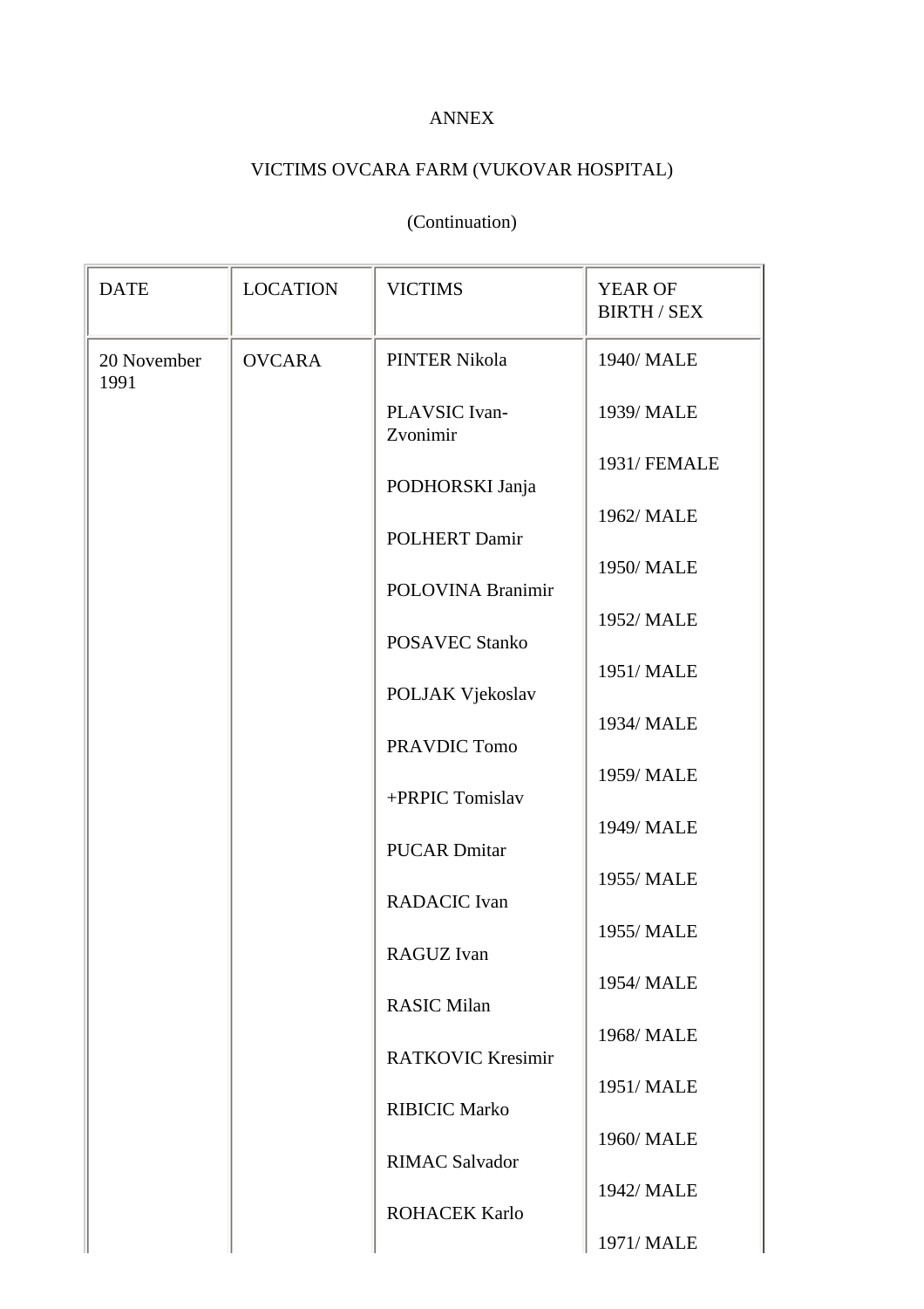ANNEX

VICTIMS OVCARA FARM (VUKOVAR HOSPITAL)

(Continuation)

| DATE | LOCATION | VICTIMS | YEAR OF BIRTH / SEX |
|---|---|---|---|
| 20 November 1991 | OVCARA | PINTER Nikola | 1940/ MALE |
| | | PLAVSIC Ivan-Zvonimir | 1939/ MALE |
| | | PODHORSKI Janja | 1931/ FEMALE |
| | | POLHERT Damir | 1962/ MALE |
| | | POLOVINA Branimir | 1950/ MALE |
| | | POSAVEC Stanko | 1952/ MALE |
| | | POLJAK Vjekoslav | 1951/ MALE |
| | | PRAVDIC Tomo | 1934/ MALE |
| | | +PRPIC Tomislav | 1959/ MALE |
| | | PUCAR Dmitar | 1949/ MALE |
| | | RADACIC Ivan | 1955/ MALE |
| | | RAGUZ Ivan | 1955/ MALE |
| | | RASIC Milan | 1954/ MALE |
| | | RATKOVIC Kresimir | 1968/ MALE |
| | | RIBICIC Marko | 1951/ MALE |
| | | RIMAC Salvador | 1960/ MALE |
| | | ROHACEK Karlo | 1942/ MALE |
| | | | 1971/ MALE |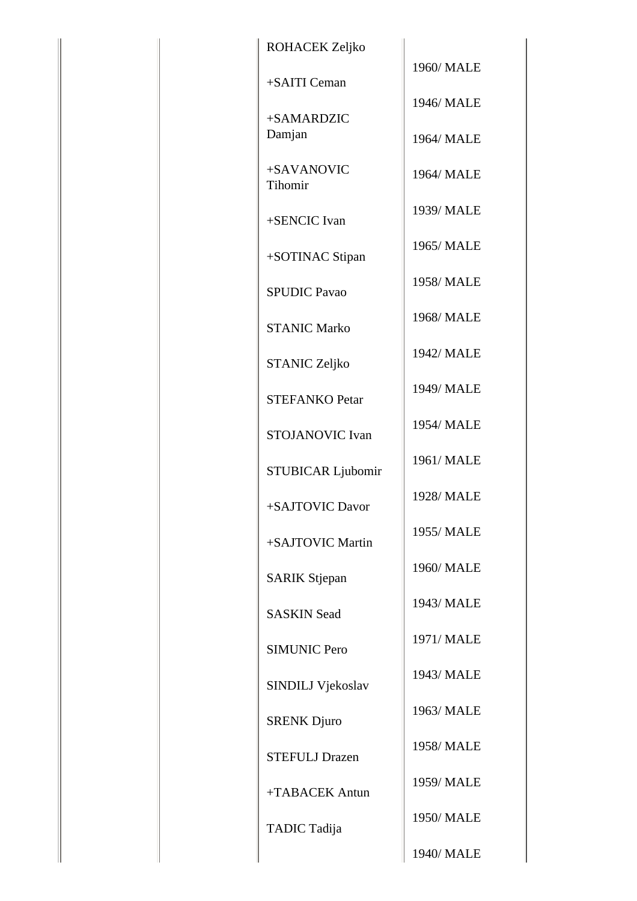| | | | |
|---|---|---|---|
| | | ROHACEK Zeljko | 1960/ MALE |
| | | +SAITI Ceman | 1946/ MALE |
| | | +SAMARDZIC Damjan | 1964/ MALE |
| | | +SAVANOVIC Tihomir | 1964/ MALE |
| | | +SENCIC Ivan | 1939/ MALE |
| | | +SOTINAC Stipan | 1965/ MALE |
| | | SPUDIC Pavao | 1958/ MALE |
| | | STANIC Marko | 1968/ MALE |
| | | STANIC Zeljko | 1942/ MALE |
| | | STEFANKO Petar | 1949/ MALE |
| | | STOJANOVIC Ivan | 1954/ MALE |
| | | STUBICAR Ljubomir | 1961/ MALE |
| | | +SAJTOVIC Davor | 1928/ MALE |
| | | +SAJTOVIC Martin | 1955/ MALE |
| | | SARIK Stjepan | 1960/ MALE |
| | | SASKIN Sead | 1943/ MALE |
| | | SIMUNIC Pero | 1971/ MALE |
| | | SINDILJ Vjekoslav | 1943/ MALE |
| | | SRENK Djuro | 1963/ MALE |
| | | STEFULJ Drazen | 1958/ MALE |
| | | +TABACEK Antun | 1959/ MALE |
| | | TADIC Tadija | 1950/ MALE |
| | | | 1940/ MALE |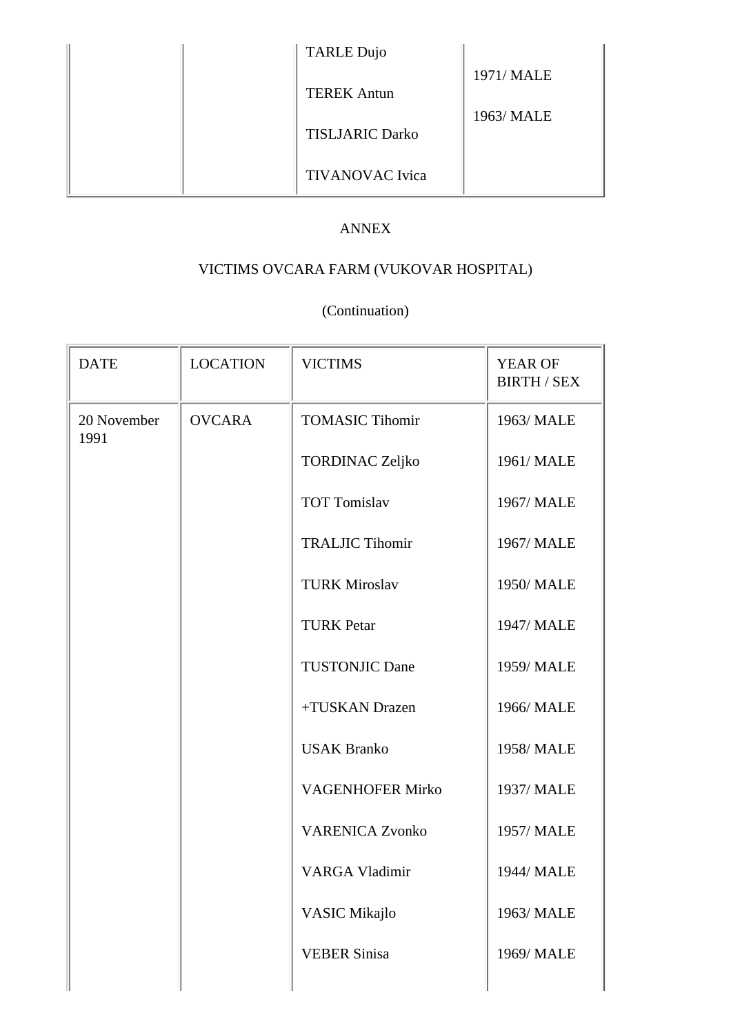| | | | |
|---|---|---|---|
| | | TARLE Dujo | 1971/ MALE |
| | | TEREK Antun | 1963/ MALE |
| | | TISLJARIC Darko | |
| | | TIVANOVAC Ivica | |

ANNEX

VICTIMS OVCARA FARM (VUKOVAR HOSPITAL)

(Continuation)

| DATE | LOCATION | VICTIMS | YEAR OF BIRTH / SEX |
|---|---|---|---|
| 20 November 1991 | OVCARA | TOMASIC Tihomir | 1963/ MALE |
| | | TORDINAC Zeljko | 1961/ MALE |
| | | TOT Tomislav | 1967/ MALE |
| | | TRALJIC Tihomir | 1967/ MALE |
| | | TURK Miroslav | 1950/ MALE |
| | | TURK Petar | 1947/ MALE |
| | | TUSTONJIC Dane | 1959/ MALE |
| | | +TUSKAN Drazen | 1966/ MALE |
| | | USAK Branko | 1958/ MALE |
| | | VAGENHOFER Mirko | 1937/ MALE |
| | | VARENICA Zvonko | 1957/ MALE |
| | | VARGA Vladimir | 1944/ MALE |
| | | VASIC Mikajlo | 1963/ MALE |
| | | VEBER Sinisa | 1969/ MALE |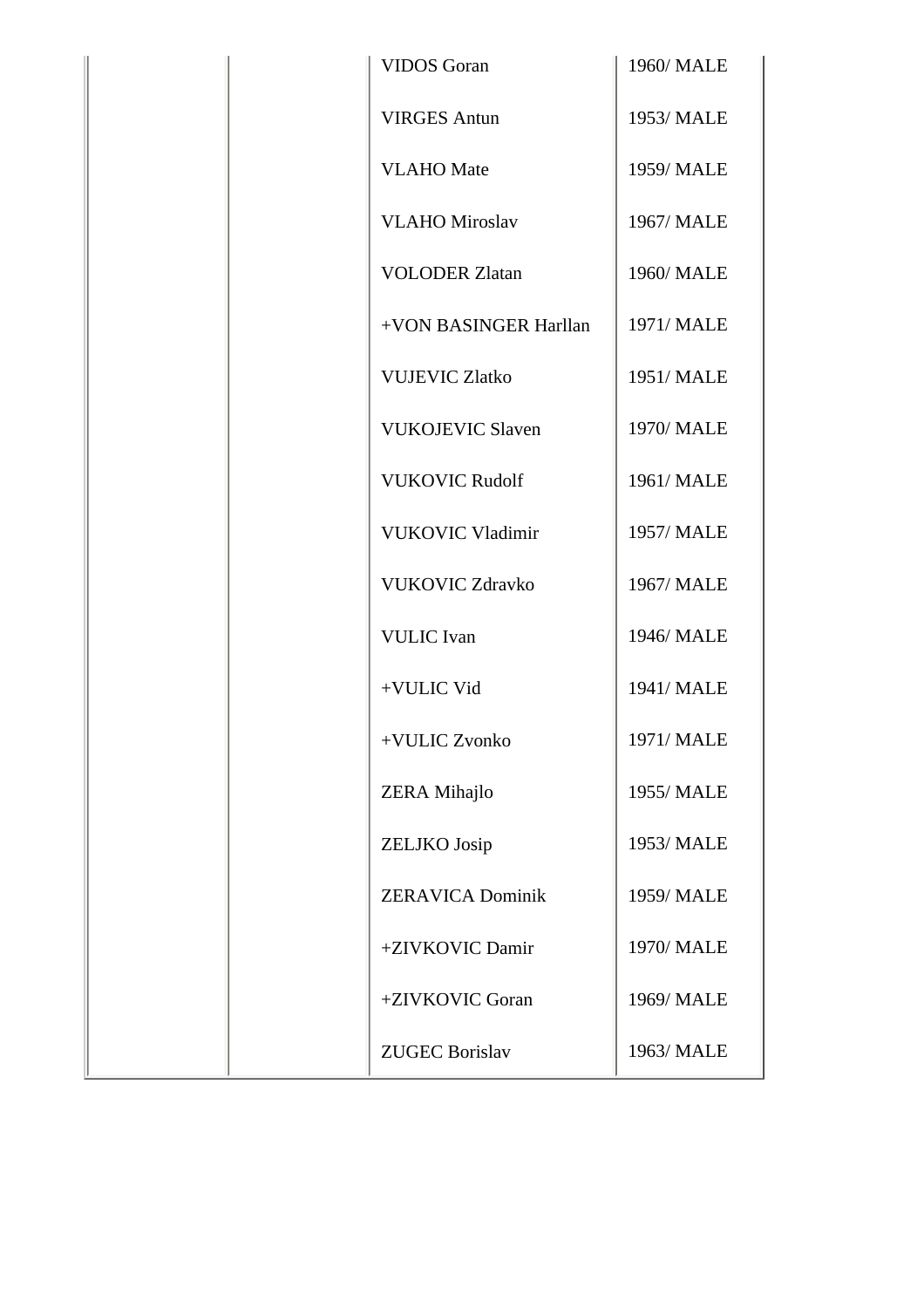| | | | |
|---|---|---|---|
| | | VIDOS Goran | 1960/ MALE |
| | | VIRGES Antun | 1953/ MALE |
| | | VLAHO Mate | 1959/ MALE |
| | | VLAHO Miroslav | 1967/ MALE |
| | | VOLODER Zlatan | 1960/ MALE |
| | | +VON BASINGER Harllan | 1971/ MALE |
| | | VUJEVIC Zlatko | 1951/ MALE |
| | | VUKOJEVIC Slaven | 1970/ MALE |
| | | VUKOVIC Rudolf | 1961/ MALE |
| | | VUKOVIC Vladimir | 1957/ MALE |
| | | VUKOVIC Zdravko | 1967/ MALE |
| | | VULIC Ivan | 1946/ MALE |
| | | +VULIC Vid | 1941/ MALE |
| | | +VULIC Zvonko | 1971/ MALE |
| | | ZERA Mihajlo | 1955/ MALE |
| | | ZELJKO Josip | 1953/ MALE |
| | | ZERAVICA Dominik | 1959/ MALE |
| | | +ZIVKOVIC Damir | 1970/ MALE |
| | | +ZIVKOVIC Goran | 1969/ MALE |
| | | ZUGEC Borislav | 1963/ MALE |